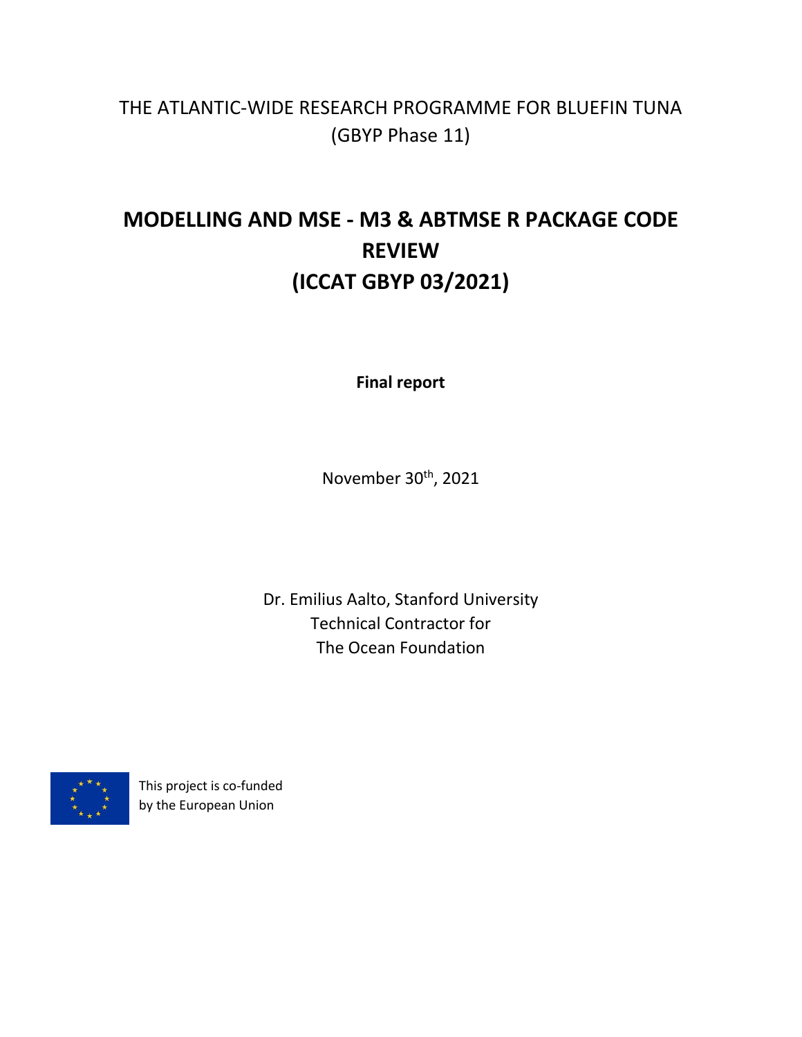THE ATLANTIC-WIDE RESEARCH PROGRAMME FOR BLUEFIN TUNA

(GBYP Phase 11)

# MODELLING AND MSE - M3 & ABTMSE R PACKAGE CODE REVIEW (ICCAT GBYP 03/2021)

**Final report**

November 30th, 2021

Dr. Emilius Aalto, Stanford University

Technical Contractor for

The Ocean Foundation

This project is co-funded by the European Union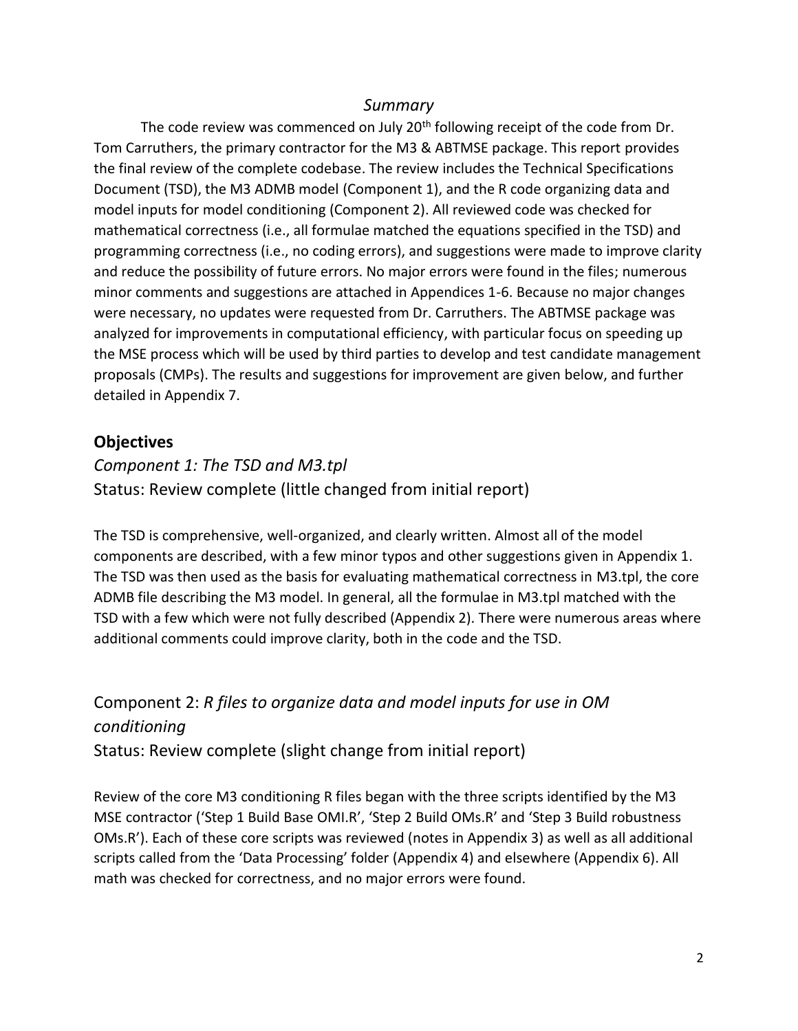*Summary*

The code review was commenced on July 20th following receipt of the code from Dr. Tom Carruthers, the primary contractor for the M3 & ABTMSE package. This report provides the final review of the complete codebase. The review includes the Technical Specifications Document (TSD), the M3 ADMB model (Component 1), and the R code organizing data and model inputs for model conditioning (Component 2). All reviewed code was checked for mathematical correctness (i.e., all formulae matched the equations specified in the TSD) and programming correctness (i.e., no coding errors), and suggestions were made to improve clarity and reduce the possibility of future errors. No major errors were found in the files; numerous minor comments and suggestions are attached in Appendices 1-6. Because no major changes were necessary, no updates were requested from Dr. Carruthers. The ABTMSE package was analyzed for improvements in computational efficiency, with particular focus on speeding up the MSE process which will be used by third parties to develop and test candidate management proposals (CMPs). The results and suggestions for improvement are given below, and further detailed in Appendix 7.

## Objectives

### *Component 1: The TSD and M3.tpl*

### Status: Review complete (little changed from initial report)

The TSD is comprehensive, well-organized, and clearly written. Almost all of the model components are described, with a few minor typos and other suggestions given in Appendix 1. The TSD was then used as the basis for evaluating mathematical correctness in M3.tpl, the core ADMB file describing the M3 model. In general, all the formulae in M3.tpl matched with the TSD with a few which were not fully described (Appendix 2). There were numerous areas where additional comments could improve clarity, both in the code and the TSD.

### Component 2: *R files to organize data and model inputs for use in OM conditioning*

### Status: Review complete (slight change from initial report)

Review of the core M3 conditioning R files began with the three scripts identified by the M3 MSE contractor ('Step 1 Build Base OMI.R', 'Step 2 Build OMs.R' and 'Step 3 Build robustness OMs.R'). Each of these core scripts was reviewed (notes in Appendix 3) as well as all additional scripts called from the 'Data Processing' folder (Appendix 4) and elsewhere (Appendix 6). All math was checked for correctness, and no major errors were found.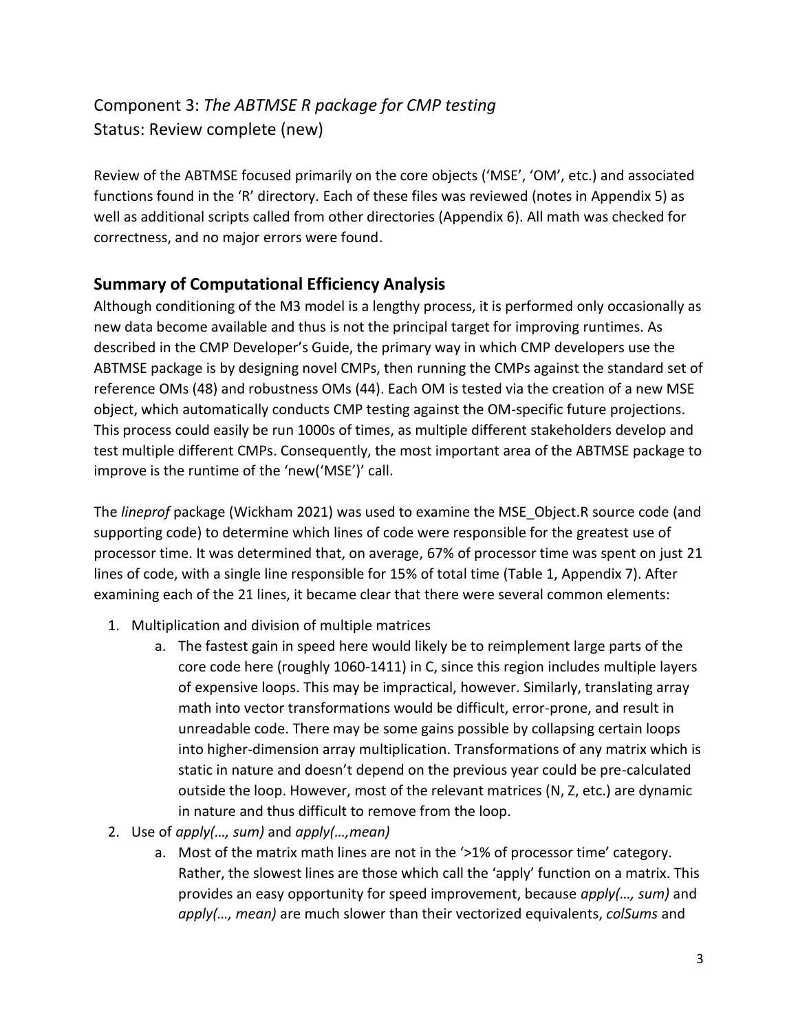## Component 3: *The ABTMSE R package for CMP testing*
## Status: Review complete (new)

Review of the ABTMSE focused primarily on the core objects ('MSE', 'OM', etc.) and associated functions found in the 'R' directory. Each of these files was reviewed (notes in Appendix 5) as well as additional scripts called from other directories (Appendix 6). All math was checked for correctness, and no major errors were found.

### Summary of Computational Efficiency Analysis

Although conditioning of the M3 model is a lengthy process, it is performed only occasionally as new data become available and thus is not the principal target for improving runtimes. As described in the CMP Developer's Guide, the primary way in which CMP developers use the ABTMSE package is by designing novel CMPs, then running the CMPs against the standard set of reference OMs (48) and robustness OMs (44). Each OM is tested via the creation of a new MSE object, which automatically conducts CMP testing against the OM-specific future projections. This process could easily be run 1000s of times, as multiple different stakeholders develop and test multiple different CMPs. Consequently, the most important area of the ABTMSE package to improve is the runtime of the 'new('MSE')' call.

The *lineprof* package (Wickham 2021) was used to examine the MSE_Object.R source code (and supporting code) to determine which lines of code were responsible for the greatest use of processor time. It was determined that, on average, 67% of processor time was spent on just 21 lines of code, with a single line responsible for 15% of total time (Table 1, Appendix 7). After examining each of the 21 lines, it became clear that there were several common elements:

1. Multiplication and division of multiple matrices
   a. The fastest gain in speed here would likely be to reimplement large parts of the core code here (roughly 1060-1411) in C, since this region includes multiple layers of expensive loops. This may be impractical, however. Similarly, translating array math into vector transformations would be difficult, error-prone, and result in unreadable code. There may be some gains possible by collapsing certain loops into higher-dimension array multiplication. Transformations of any matrix which is static in nature and doesn't depend on the previous year could be pre-calculated outside the loop. However, most of the relevant matrices (N, Z, etc.) are dynamic in nature and thus difficult to remove from the loop.
2. Use of *apply(…, sum)* and *apply(…,mean)*
   a. Most of the matrix math lines are not in the '>1% of processor time' category. Rather, the slowest lines are those which call the 'apply' function on a matrix. This provides an easy opportunity for speed improvement, because *apply(…, sum)* and *apply(…, mean)* are much slower than their vectorized equivalents, *colSums* and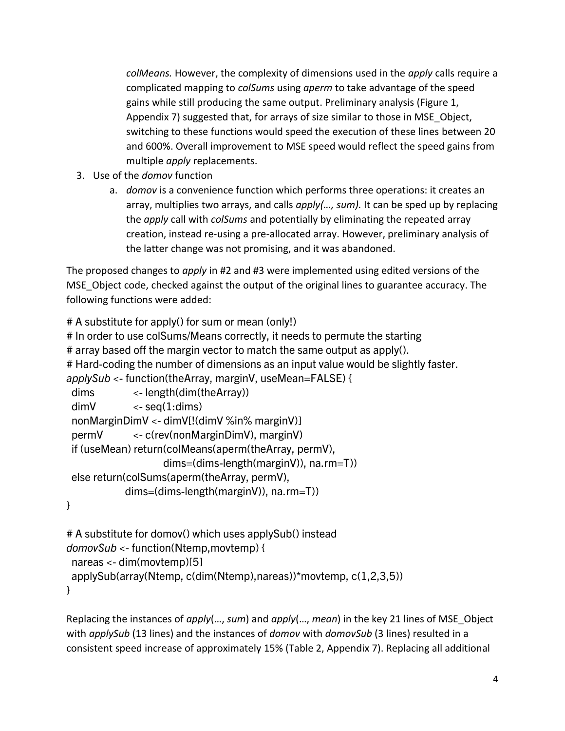*colMeans.* However, the complexity of dimensions used in the *apply* calls require a complicated mapping to *colSums* using *aperm* to take advantage of the speed gains while still producing the same output. Preliminary analysis (Figure 1, Appendix 7) suggested that, for arrays of size similar to those in MSE_Object, switching to these functions would speed the execution of these lines between 20 and 600%. Overall improvement to MSE speed would reflect the speed gains from multiple *apply* replacements.

3. Use of the *domov* function
   a. *domov* is a convenience function which performs three operations: it creates an array, multiplies two arrays, and calls *apply(…, sum).* It can be sped up by replacing the *apply* call with *colSums* and potentially by eliminating the repeated array creation, instead re-using a pre-allocated array. However, preliminary analysis of the latter change was not promising, and it was abandoned.

The proposed changes to *apply* in #2 and #3 were implemented using edited versions of the MSE_Object code, checked against the output of the original lines to guarantee accuracy. The following functions were added:

```
# A substitute for apply() for sum or mean (only!)
# In order to use colSums/Means correctly, it needs to permute the starting
# array based off the margin vector to match the same output as apply().
# Hard-coding the number of dimensions as an input value would be slightly faster.
applySub <- function(theArray, marginV, useMean=FALSE) {
  dims          <- length(dim(theArray))
  dimV          <- seq(1:dims)
  nonMarginDimV <- dimV[!(dimV %in% marginV)]
  permV         <- c(rev(nonMarginDimV), marginV)
  if (useMean) return(colMeans(aperm(theArray, permV),
                      dims=(dims-length(marginV)), na.rm=T))
  else return(colSums(aperm(theArray, permV),
              dims=(dims-length(marginV)), na.rm=T))
}

# A substitute for domov() which uses applySub() instead
domovSub <- function(Ntemp,movtemp) {
  nareas <- dim(movtemp)[5]
  applySub(array(Ntemp, c(dim(Ntemp),nareas))*movtemp, c(1,2,3,5))
}
```

Replacing the instances of *apply*(…, *sum*) and *apply*(…, *mean*) in the key 21 lines of MSE_Object with *applySub* (13 lines) and the instances of *domov* with *domovSub* (3 lines) resulted in a consistent speed increase of approximately 15% (Table 2, Appendix 7). Replacing all additional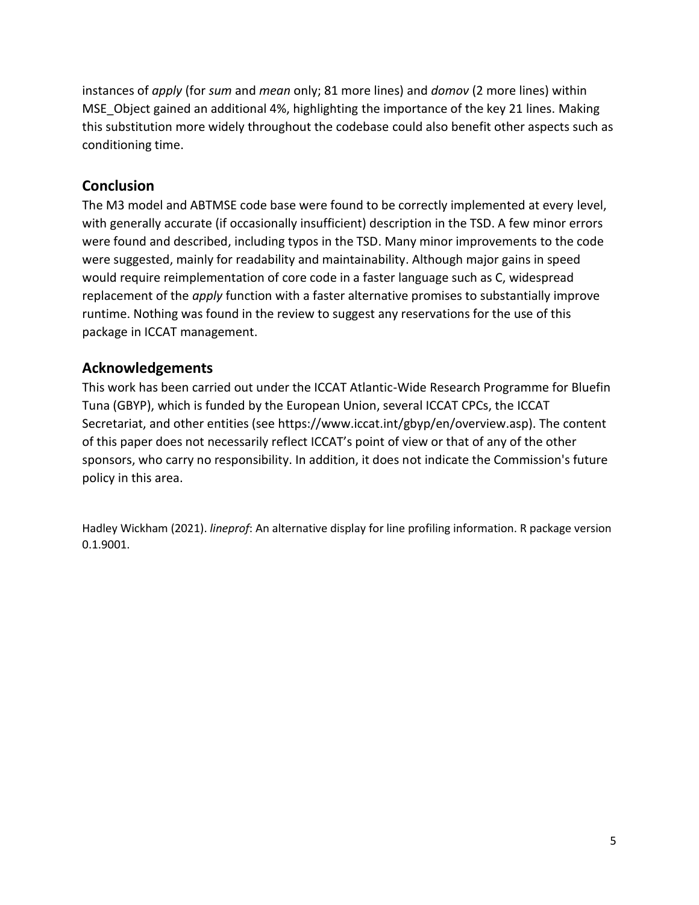instances of *apply* (for *sum* and *mean* only; 81 more lines) and *domov* (2 more lines) within MSE_Object gained an additional 4%, highlighting the importance of the key 21 lines. Making this substitution more widely throughout the codebase could also benefit other aspects such as conditioning time.

## Conclusion

The M3 model and ABTMSE code base were found to be correctly implemented at every level, with generally accurate (if occasionally insufficient) description in the TSD. A few minor errors were found and described, including typos in the TSD. Many minor improvements to the code were suggested, mainly for readability and maintainability. Although major gains in speed would require reimplementation of core code in a faster language such as C, widespread replacement of the *apply* function with a faster alternative promises to substantially improve runtime. Nothing was found in the review to suggest any reservations for the use of this package in ICCAT management.

## Acknowledgements

This work has been carried out under the ICCAT Atlantic-Wide Research Programme for Bluefin Tuna (GBYP), which is funded by the European Union, several ICCAT CPCs, the ICCAT Secretariat, and other entities (see https://www.iccat.int/gbyp/en/overview.asp). The content of this paper does not necessarily reflect ICCAT's point of view or that of any of the other sponsors, who carry no responsibility. In addition, it does not indicate the Commission's future policy in this area.

Hadley Wickham (2021). *lineprof*: An alternative display for line profiling information. R package version 0.1.9001.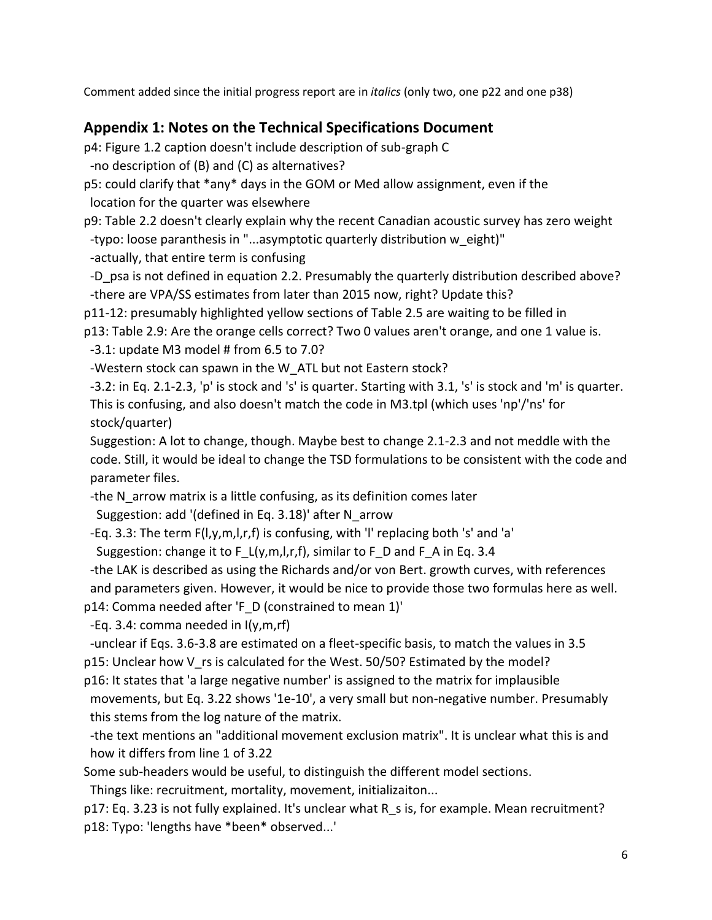Comment added since the initial progress report are in *italics* (only two, one p22 and one p38)

## Appendix 1: Notes on the Technical Specifications Document

p4: Figure 1.2 caption doesn't include description of sub-graph C
  -no description of (B) and (C) as alternatives?
p5: could clarify that *any* days in the GOM or Med allow assignment, even if the
  location for the quarter was elsewhere
p9: Table 2.2 doesn't clearly explain why the recent Canadian acoustic survey has zero weight
  -typo: loose paranthesis in "...asymptotic quarterly distribution w_eight)"
  -actually, that entire term is confusing
  -D_psa is not defined in equation 2.2. Presumably the quarterly distribution described above?
  -there are VPA/SS estimates from later than 2015 now, right? Update this?
p11-12: presumably highlighted yellow sections of Table 2.5 are waiting to be filled in
p13: Table 2.9: Are the orange cells correct? Two 0 values aren't orange, and one 1 value is.
  -3.1: update M3 model # from 6.5 to 7.0?
  -Western stock can spawn in the W_ATL but not Eastern stock?
  -3.2: in Eq. 2.1-2.3, 'p' is stock and 's' is quarter. Starting with 3.1, 's' is stock and 'm' is quarter. This is confusing, and also doesn't match the code in M3.tpl (which uses 'np'/'ns' for stock/quarter)
  Suggestion: A lot to change, though. Maybe best to change 2.1-2.3 and not meddle with the code. Still, it would be ideal to change the TSD formulations to be consistent with the code and parameter files.
  -the N_arrow matrix is a little confusing, as its definition comes later
    Suggestion: add '(defined in Eq. 3.18)' after N_arrow
  -Eq. 3.3: The term F(l,y,m,l,r,f) is confusing, with 'l' replacing both 's' and 'a'
    Suggestion: change it to F_L(y,m,l,r,f), similar to F_D and F_A in Eq. 3.4
  -the LAK is described as using the Richards and/or von Bert. growth curves, with references and parameters given. However, it would be nice to provide those two formulas here as well.
p14: Comma needed after 'F_D (constrained to mean 1)'
  -Eq. 3.4: comma needed in I(y,m,rf)
  -unclear if Eqs. 3.6-3.8 are estimated on a fleet-specific basis, to match the values in 3.5
p15: Unclear how V_rs is calculated for the West. 50/50? Estimated by the model?
p16: It states that 'a large negative number' is assigned to the matrix for implausible
  movements, but Eq. 3.22 shows '1e-10', a very small but non-negative number. Presumably this stems from the log nature of the matrix.
  -the text mentions an "additional movement exclusion matrix". It is unclear what this is and how it differs from line 1 of 3.22
Some sub-headers would be useful, to distinguish the different model sections.
  Things like: recruitment, mortality, movement, initializaiton...
p17: Eq. 3.23 is not fully explained. It's unclear what R_s is, for example. Mean recruitment?
p18: Typo: 'lengths have *been* observed...'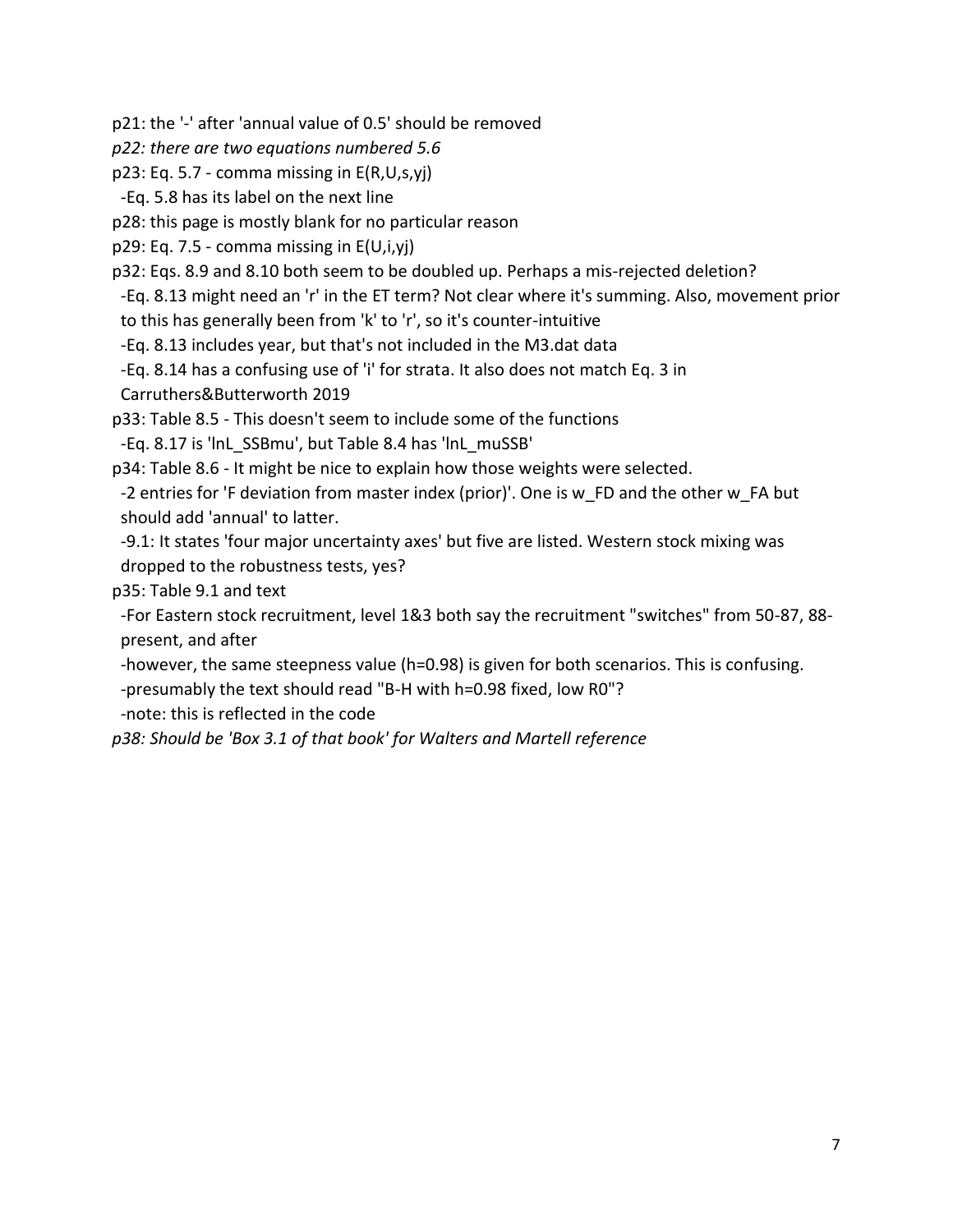p21: the '-' after 'annual value of 0.5' should be removed

*p22: there are two equations numbered 5.6*

p23: Eq. 5.7 - comma missing in E(R,U,s,yj)

 -Eq. 5.8 has its label on the next line

p28: this page is mostly blank for no particular reason

p29: Eq. 7.5 - comma missing in E(U,i,yj)

p32: Eqs. 8.9 and 8.10 both seem to be doubled up. Perhaps a mis-rejected deletion?

 -Eq. 8.13 might need an 'r' in the ET term? Not clear where it's summing. Also, movement prior to this has generally been from 'k' to 'r', so it's counter-intuitive

 -Eq. 8.13 includes year, but that's not included in the M3.dat data

 -Eq. 8.14 has a confusing use of 'i' for strata. It also does not match Eq. 3 in Carruthers&Butterworth 2019

p33: Table 8.5 - This doesn't seem to include some of the functions

 -Eq. 8.17 is 'lnL_SSBmu', but Table 8.4 has 'lnL_muSSB'

p34: Table 8.6 - It might be nice to explain how those weights were selected.

 -2 entries for 'F deviation from master index (prior)'. One is w_FD and the other w_FA but should add 'annual' to latter.

 -9.1: It states 'four major uncertainty axes' but five are listed. Western stock mixing was dropped to the robustness tests, yes?

p35: Table 9.1 and text

 -For Eastern stock recruitment, level 1&3 both say the recruitment "switches" from 50-87, 88-present, and after

 -however, the same steepness value (h=0.98) is given for both scenarios. This is confusing.

 -presumably the text should read "B-H with h=0.98 fixed, low R0"?

 -note: this is reflected in the code

*p38: Should be 'Box 3.1 of that book' for Walters and Martell reference*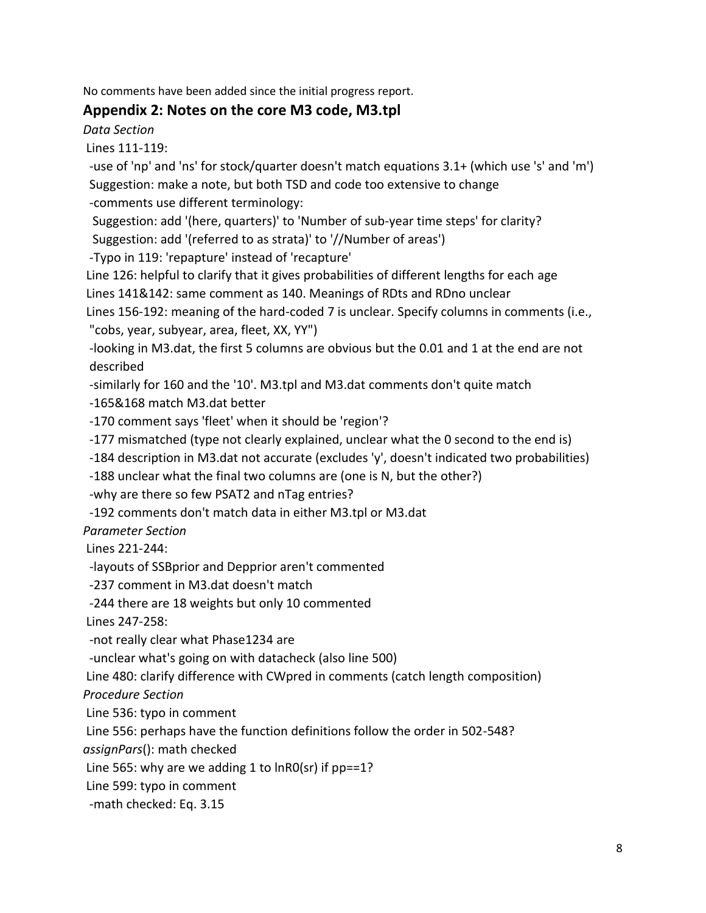No comments have been added since the initial progress report.

## Appendix 2: Notes on the core M3 code, M3.tpl

*Data Section*

Lines 111-119:

-use of 'np' and 'ns' for stock/quarter doesn't match equations 3.1+ (which use 's' and 'm')

Suggestion: make a note, but both TSD and code too extensive to change

-comments use different terminology:

Suggestion: add '(here, quarters)' to 'Number of sub-year time steps' for clarity?

Suggestion: add '(referred to as strata)' to '//Number of areas')

-Typo in 119: 'repapture' instead of 'recapture'

Line 126: helpful to clarify that it gives probabilities of different lengths for each age

Lines 141&142: same comment as 140. Meanings of RDts and RDno unclear

Lines 156-192: meaning of the hard-coded 7 is unclear. Specify columns in comments (i.e., "cobs, year, subyear, area, fleet, XX, YY")

-looking in M3.dat, the first 5 columns are obvious but the 0.01 and 1 at the end are not described

-similarly for 160 and the '10'. M3.tpl and M3.dat comments don't quite match

-165&168 match M3.dat better

-170 comment says 'fleet' when it should be 'region'?

-177 mismatched (type not clearly explained, unclear what the 0 second to the end is)

-184 description in M3.dat not accurate (excludes 'y', doesn't indicated two probabilities)

-188 unclear what the final two columns are (one is N, but the other?)

-why are there so few PSAT2 and nTag entries?

-192 comments don't match data in either M3.tpl or M3.dat

*Parameter Section*

Lines 221-244:

-layouts of SSBprior and Depprior aren't commented

-237 comment in M3.dat doesn't match

-244 there are 18 weights but only 10 commented

Lines 247-258:

-not really clear what Phase1234 are

-unclear what's going on with datacheck (also line 500)

Line 480: clarify difference with CWpred in comments (catch length composition)

*Procedure Section*

Line 536: typo in comment

Line 556: perhaps have the function definitions follow the order in 502-548?

*assignPars*(): math checked

Line 565: why are we adding 1 to lnR0(sr) if pp==1?

Line 599: typo in comment

-math checked: Eq. 3.15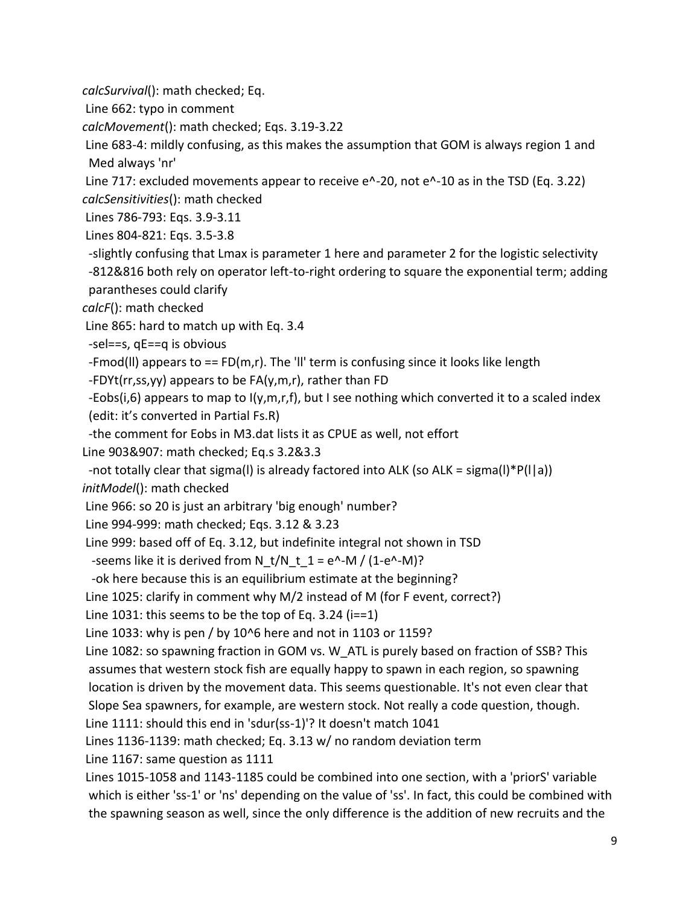*calcSurvival*(): math checked; Eq.

Line 662: typo in comment

*calcMovement*(): math checked; Eqs. 3.19-3.22

Line 683-4: mildly confusing, as this makes the assumption that GOM is always region 1 and Med always 'nr'

Line 717: excluded movements appear to receive $e^{-20}$, not $e^{-10}$ as in the TSD (Eq. 3.22)

*calcSensitivities*(): math checked

Lines 786-793: Eqs. 3.9-3.11

Lines 804-821: Eqs. 3.5-3.8

- slightly confusing that Lmax is parameter 1 here and parameter 2 for the logistic selectivity
- 812&816 both rely on operator left-to-right ordering to square the exponential term; adding parantheses could clarify

*calcF*(): math checked

Line 865: hard to match up with Eq. 3.4

- sel==s, qE==q is obvious
- Fmod(ll) appears to == FD(m,r). The 'll' term is confusing since it looks like length
- FDYt(rr,ss,yy) appears to be FA(y,m,r), rather than FD
- Eobs(i,6) appears to map to I(y,m,r,f), but I see nothing which converted it to a scaled index (edit: it's converted in Partial Fs.R)
- the comment for Eobs in M3.dat lists it as CPUE as well, not effort

Line 903&907: math checked; Eq.s 3.2&3.3

- not totally clear that sigma(l) is already factored into ALK (so ALK = sigma(l)*P(l|a))

*initModel*(): math checked

Line 966: so 20 is just an arbitrary 'big enough' number?

Line 994-999: math checked; Eqs. 3.12 & 3.23

Line 999: based off of Eq. 3.12, but indefinite integral not shown in TSD

- seems like it is derived from $N_t/N_{t\_1} = e^{-M} / (1-e^{-M})$?
- ok here because this is an equilibrium estimate at the beginning?

Line 1025: clarify in comment why M/2 instead of M (for F event, correct?)

Line 1031: this seems to be the top of Eq. 3.24 (i==1)

Line 1033: why is pen / by $10^6$ here and not in 1103 or 1159?

Line 1082: so spawning fraction in GOM vs. W_ATL is purely based on fraction of SSB? This assumes that western stock fish are equally happy to spawn in each region, so spawning location is driven by the movement data. This seems questionable. It's not even clear that Slope Sea spawners, for example, are western stock. Not really a code question, though.

Line 1111: should this end in 'sdur(ss-1)'? It doesn't match 1041

Lines 1136-1139: math checked; Eq. 3.13 w/ no random deviation term

Line 1167: same question as 1111

Lines 1015-1058 and 1143-1185 could be combined into one section, with a 'priorS' variable which is either 'ss-1' or 'ns' depending on the value of 'ss'. In fact, this could be combined with the spawning season as well, since the only difference is the addition of new recruits and the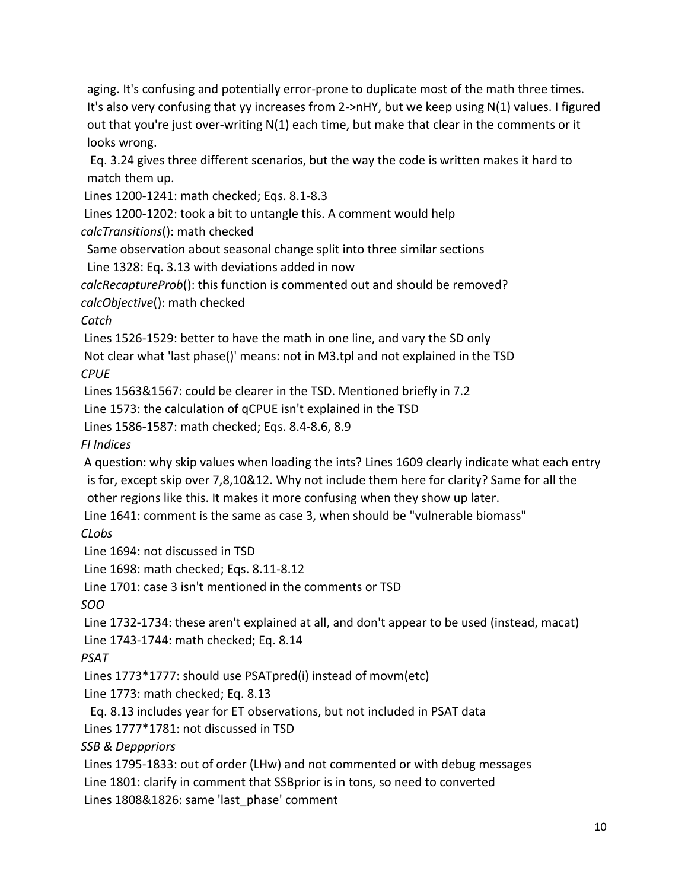aging. It's confusing and potentially error-prone to duplicate most of the math three times. It's also very confusing that yy increases from 2->nHY, but we keep using N(1) values. I figured out that you're just over-writing N(1) each time, but make that clear in the comments or it looks wrong.

Eq. 3.24 gives three different scenarios, but the way the code is written makes it hard to match them up.

Lines 1200-1241: math checked; Eqs. 8.1-8.3

Lines 1200-1202: took a bit to untangle this. A comment would help

*calcTransitions*(): math checked

Same observation about seasonal change split into three similar sections

Line 1328: Eq. 3.13 with deviations added in now

*calcRecaptureProb*(): this function is commented out and should be removed?

*calcObjective*(): math checked

*Catch*

Lines 1526-1529: better to have the math in one line, and vary the SD only

Not clear what 'last phase()' means: not in M3.tpl and not explained in the TSD

*CPUE*

Lines 1563&1567: could be clearer in the TSD. Mentioned briefly in 7.2

Line 1573: the calculation of qCPUE isn't explained in the TSD

Lines 1586-1587: math checked; Eqs. 8.4-8.6, 8.9

*FI Indices*

A question: why skip values when loading the ints? Lines 1609 clearly indicate what each entry is for, except skip over 7,8,10&12. Why not include them here for clarity? Same for all the other regions like this. It makes it more confusing when they show up later.

Line 1641: comment is the same as case 3, when should be "vulnerable biomass"

*CLobs*

Line 1694: not discussed in TSD

Line 1698: math checked; Eqs. 8.11-8.12

Line 1701: case 3 isn't mentioned in the comments or TSD

*SOO*

Line 1732-1734: these aren't explained at all, and don't appear to be used (instead, macat)

Line 1743-1744: math checked; Eq. 8.14

*PSAT*

Lines 1773*1777: should use PSATpred(i) instead of movm(etc)

Line 1773: math checked; Eq. 8.13

Eq. 8.13 includes year for ET observations, but not included in PSAT data

Lines 1777*1781: not discussed in TSD

*SSB & Depppriors*

Lines 1795-1833: out of order (LHw) and not commented or with debug messages

Line 1801: clarify in comment that SSBprior is in tons, so need to converted

Lines 1808&1826: same 'last_phase' comment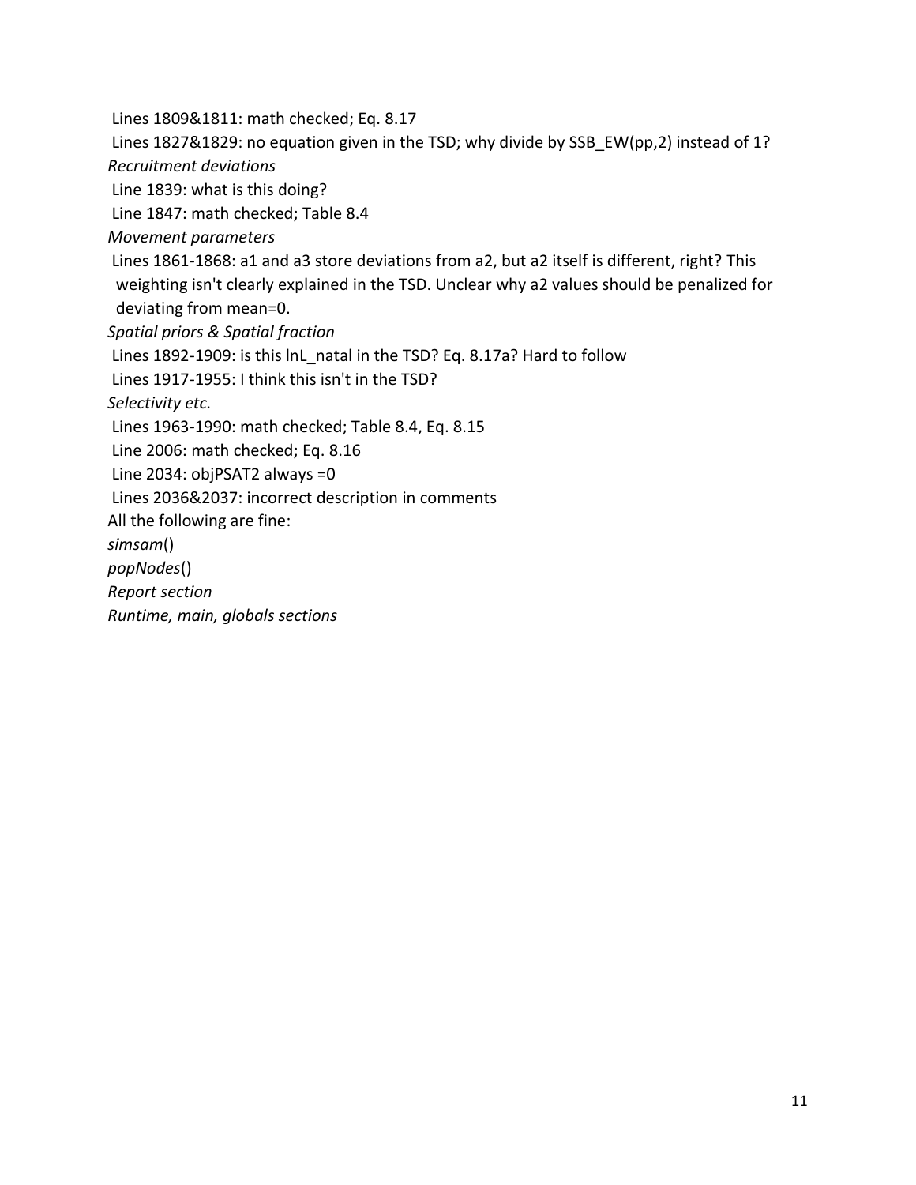Lines 1809&1811: math checked; Eq. 8.17

Lines 1827&1829: no equation given in the TSD; why divide by SSB_EW(pp,2) instead of 1?

*Recruitment deviations*

Line 1839: what is this doing?

Line 1847: math checked; Table 8.4

*Movement parameters*

Lines 1861-1868: a1 and a3 store deviations from a2, but a2 itself is different, right? This weighting isn't clearly explained in the TSD. Unclear why a2 values should be penalized for deviating from mean=0.

*Spatial priors & Spatial fraction*

Lines 1892-1909: is this lnL_natal in the TSD? Eq. 8.17a? Hard to follow

Lines 1917-1955: I think this isn't in the TSD?

*Selectivity etc.*

Lines 1963-1990: math checked; Table 8.4, Eq. 8.15

Line 2006: math checked; Eq. 8.16

Line 2034: objPSAT2 always =0

Lines 2036&2037: incorrect description in comments

All the following are fine:

*simsam*()

*popNodes*()

*Report section*

*Runtime, main, globals sections*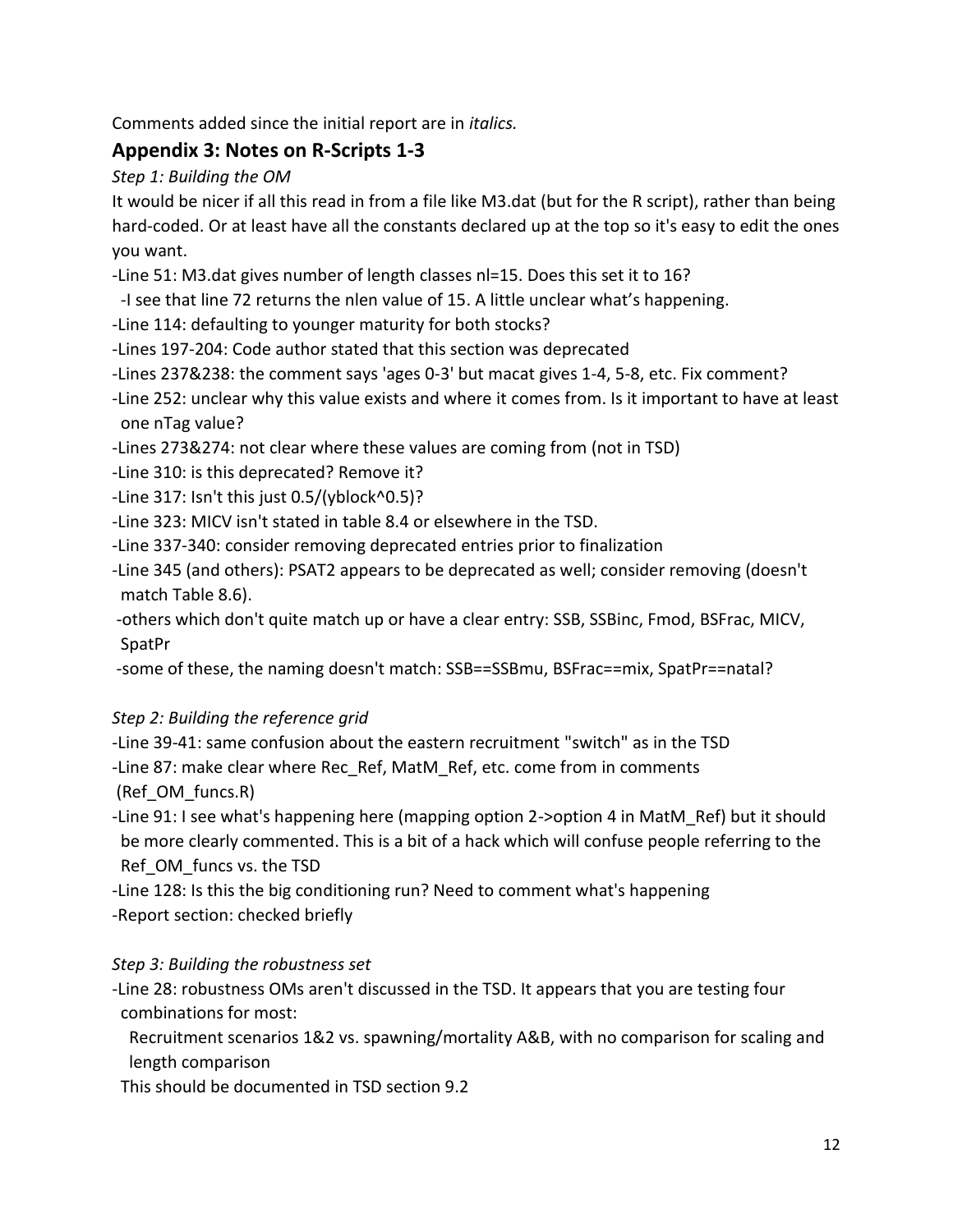Comments added since the initial report are in *italics.*

## Appendix 3: Notes on R-Scripts 1-3

*Step 1: Building the OM*

It would be nicer if all this read in from a file like M3.dat (but for the R script), rather than being hard-coded. Or at least have all the constants declared up at the top so it's easy to edit the ones you want.

- Line 51: M3.dat gives number of length classes nl=15. Does this set it to 16?
  - I see that line 72 returns the nlen value of 15. A little unclear what's happening.
- Line 114: defaulting to younger maturity for both stocks?
- Lines 197-204: Code author stated that this section was deprecated
- Lines 237&238: the comment says 'ages 0-3' but macat gives 1-4, 5-8, etc. Fix comment?
- Line 252: unclear why this value exists and where it comes from. Is it important to have at least one nTag value?
- Lines 273&274: not clear where these values are coming from (not in TSD)
- Line 310: is this deprecated? Remove it?
- Line 317: Isn't this just 0.5/(yblock^0.5)?
- Line 323: MICV isn't stated in table 8.4 or elsewhere in the TSD.
- Line 337-340: consider removing deprecated entries prior to finalization
- Line 345 (and others): PSAT2 appears to be deprecated as well; consider removing (doesn't match Table 8.6).
- others which don't quite match up or have a clear entry: SSB, SSBinc, Fmod, BSFrac, MICV, SpatPr
- some of these, the naming doesn't match: SSB==SSBmu, BSFrac==mix, SpatPr==natal?

*Step 2: Building the reference grid*

- Line 39-41: same confusion about the eastern recruitment "switch" as in the TSD
- Line 87: make clear where Rec_Ref, MatM_Ref, etc. come from in comments (Ref_OM_funcs.R)
- Line 91: I see what's happening here (mapping option 2->option 4 in MatM_Ref) but it should be more clearly commented. This is a bit of a hack which will confuse people referring to the Ref_OM_funcs vs. the TSD
- Line 128: Is this the big conditioning run? Need to comment what's happening
- Report section: checked briefly

*Step 3: Building the robustness set*

- Line 28: robustness OMs aren't discussed in the TSD. It appears that you are testing four combinations for most:

  Recruitment scenarios 1&2 vs. spawning/mortality A&B, with no comparison for scaling and length comparison

  This should be documented in TSD section 9.2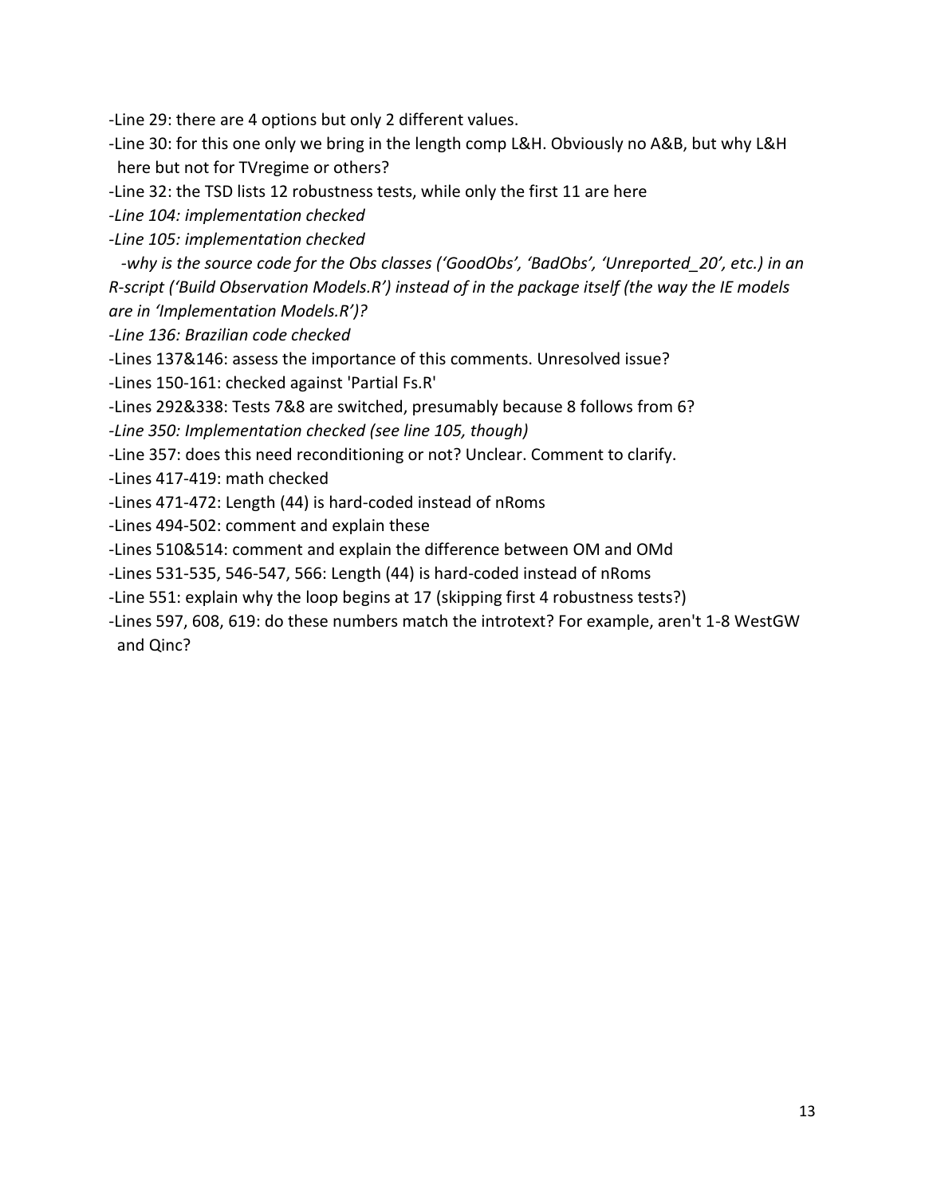-Line 29: there are 4 options but only 2 different values.

-Line 30: for this one only we bring in the length comp L&H. Obviously no A&B, but why L&H here but not for TVregime or others?

-Line 32: the TSD lists 12 robustness tests, while only the first 11 are here

*-Line 104: implementation checked*

*-Line 105: implementation checked*

*-why is the source code for the Obs classes ('GoodObs', 'BadObs', 'Unreported_20', etc.) in an R-script ('Build Observation Models.R') instead of in the package itself (the way the IE models are in 'Implementation Models.R')?*

*-Line 136: Brazilian code checked*

-Lines 137&146: assess the importance of this comments. Unresolved issue?

-Lines 150-161: checked against 'Partial Fs.R'

-Lines 292&338: Tests 7&8 are switched, presumably because 8 follows from 6?

*-Line 350: Implementation checked (see line 105, though)*

-Line 357: does this need reconditioning or not? Unclear. Comment to clarify.

-Lines 417-419: math checked

-Lines 471-472: Length (44) is hard-coded instead of nRoms

-Lines 494-502: comment and explain these

-Lines 510&514: comment and explain the difference between OM and OMd

-Lines 531-535, 546-547, 566: Length (44) is hard-coded instead of nRoms

-Line 551: explain why the loop begins at 17 (skipping first 4 robustness tests?)

-Lines 597, 608, 619: do these numbers match the introtext? For example, aren't 1-8 WestGW and Qinc?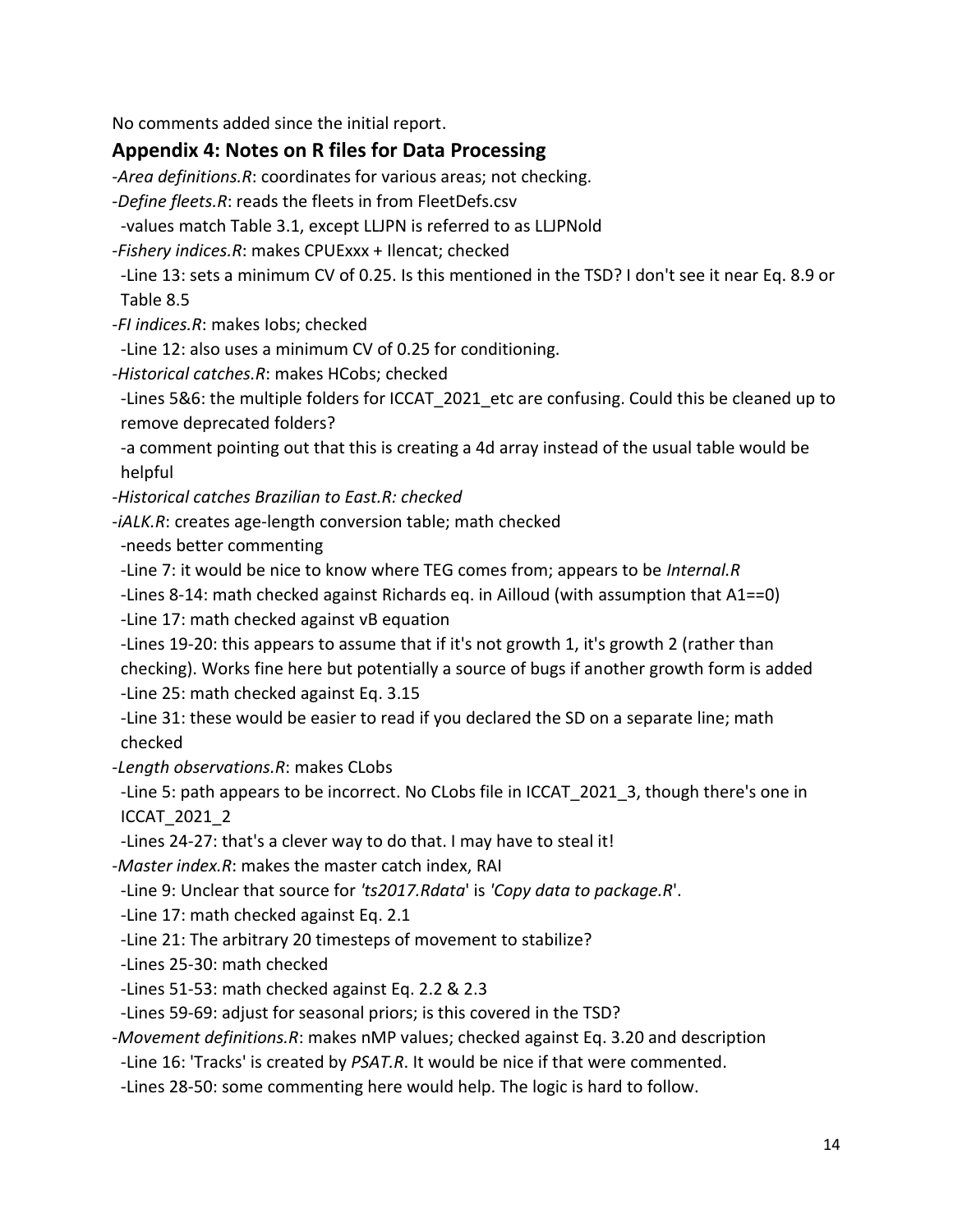No comments added since the initial report.

## Appendix 4: Notes on R files for Data Processing

-*Area definitions.R*: coordinates for various areas; not checking.

-*Define fleets.R*: reads the fleets in from FleetDefs.csv

 -values match Table 3.1, except LLJPN is referred to as LLJPNold

-*Fishery indices.R*: makes CPUExxx + Ilencat; checked

 -Line 13: sets a minimum CV of 0.25. Is this mentioned in the TSD? I don't see it near Eq. 8.9 or Table 8.5

-*FI indices.R*: makes Iobs; checked

 -Line 12: also uses a minimum CV of 0.25 for conditioning.

-*Historical catches.R*: makes HCobs; checked

 -Lines 5&6: the multiple folders for ICCAT_2021_etc are confusing. Could this be cleaned up to remove deprecated folders?

 -a comment pointing out that this is creating a 4d array instead of the usual table would be helpful

-*Historical catches Brazilian to East.R: checked*

-*iALK.R*: creates age-length conversion table; math checked

 -needs better commenting

 -Line 7: it would be nice to know where TEG comes from; appears to be *Internal.R*

 -Lines 8-14: math checked against Richards eq. in Ailloud (with assumption that A1==0)

 -Line 17: math checked against vB equation

 -Lines 19-20: this appears to assume that if it's not growth 1, it's growth 2 (rather than checking). Works fine here but potentially a source of bugs if another growth form is added

 -Line 25: math checked against Eq. 3.15

 -Line 31: these would be easier to read if you declared the SD on a separate line; math checked

-*Length observations.R*: makes CLobs

 -Line 5: path appears to be incorrect. No CLobs file in ICCAT_2021_3, though there's one in ICCAT_2021_2

 -Lines 24-27: that's a clever way to do that. I may have to steal it!

-*Master index.R*: makes the master catch index, RAI

 -Line 9: Unclear that source for *'ts2017.Rdata'* is *'Copy data to package.R'*.

 -Line 17: math checked against Eq. 2.1

 -Line 21: The arbitrary 20 timesteps of movement to stabilize?

 -Lines 25-30: math checked

 -Lines 51-53: math checked against Eq. 2.2 & 2.3

 -Lines 59-69: adjust for seasonal priors; is this covered in the TSD?

-*Movement definitions.R*: makes nMP values; checked against Eq. 3.20 and description

 -Line 16: 'Tracks' is created by *PSAT.R*. It would be nice if that were commented.

 -Lines 28-50: some commenting here would help. The logic is hard to follow.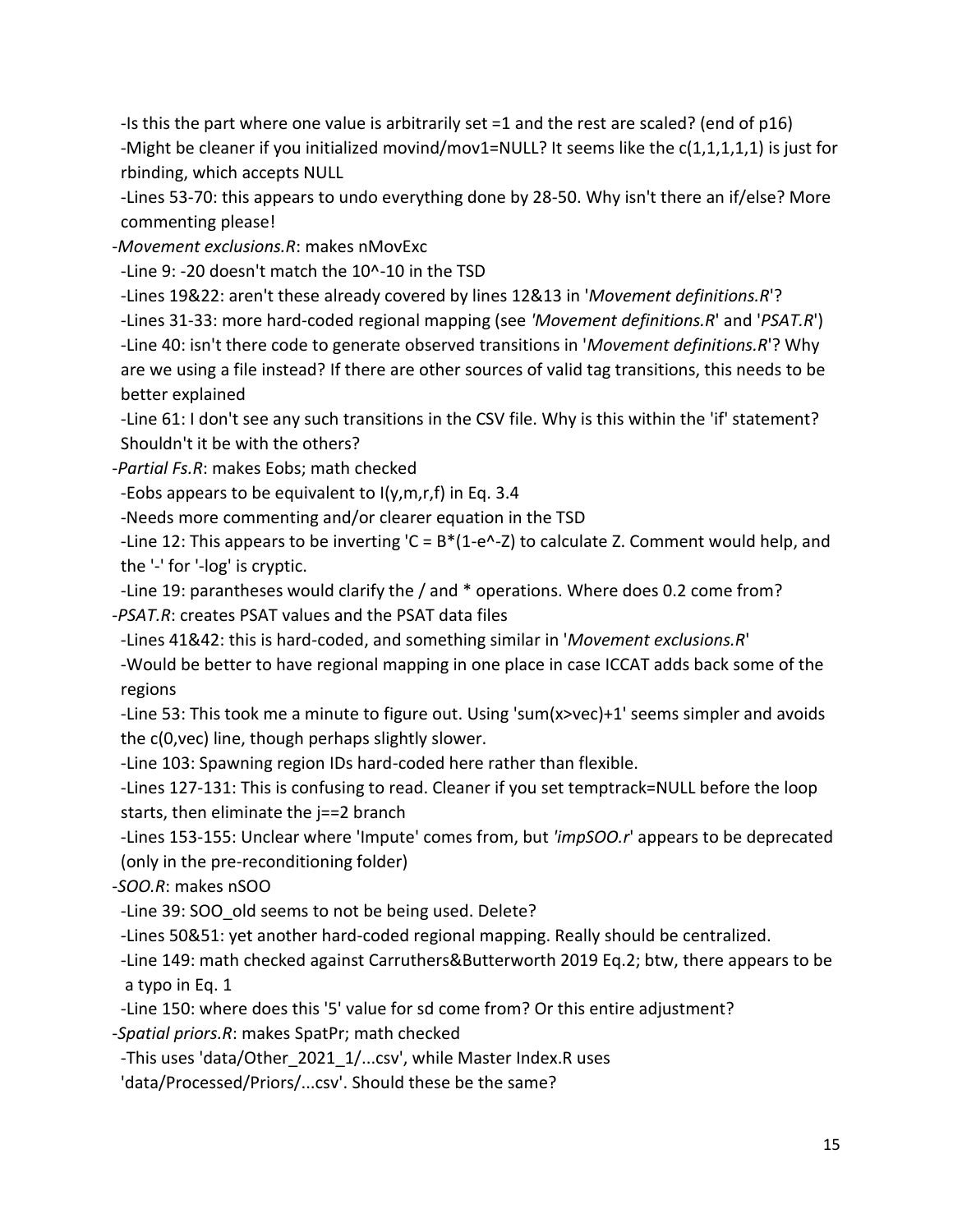-Is this the part where one value is arbitrarily set =1 and the rest are scaled? (end of p16)

-Might be cleaner if you initialized movind/mov1=NULL? It seems like the c(1,1,1,1,1) is just for rbinding, which accepts NULL

-Lines 53-70: this appears to undo everything done by 28-50. Why isn't there an if/else? More commenting please!

-*Movement exclusions.R*: makes nMovExc

-Line 9: -20 doesn't match the 10^-10 in the TSD

-Lines 19&22: aren't these already covered by lines 12&13 in '*Movement definitions.R*'?

-Lines 31-33: more hard-coded regional mapping (see *'Movement definitions.R*' and '*PSAT.R*')

-Line 40: isn't there code to generate observed transitions in '*Movement definitions.R*'? Why are we using a file instead? If there are other sources of valid tag transitions, this needs to be better explained

-Line 61: I don't see any such transitions in the CSV file. Why is this within the 'if' statement? Shouldn't it be with the others?

-*Partial Fs.R*: makes Eobs; math checked

-Eobs appears to be equivalent to I(y,m,r,f) in Eq. 3.4

-Needs more commenting and/or clearer equation in the TSD

-Line 12: This appears to be inverting 'C = B*(1-e^-Z) to calculate Z. Comment would help, and the '-' for '-log' is cryptic.

-Line 19: parantheses would clarify the / and * operations. Where does 0.2 come from?

-*PSAT.R*: creates PSAT values and the PSAT data files

-Lines 41&42: this is hard-coded, and something similar in '*Movement exclusions.R*'

-Would be better to have regional mapping in one place in case ICCAT adds back some of the regions

-Line 53: This took me a minute to figure out. Using 'sum(x>vec)+1' seems simpler and avoids the c(0,vec) line, though perhaps slightly slower.

-Line 103: Spawning region IDs hard-coded here rather than flexible.

-Lines 127-131: This is confusing to read. Cleaner if you set temptrack=NULL before the loop starts, then eliminate the j==2 branch

-Lines 153-155: Unclear where 'Impute' comes from, but *'impSOO.r*' appears to be deprecated (only in the pre-reconditioning folder)

-*SOO.R*: makes nSOO

-Line 39: SOO_old seems to not be being used. Delete?

-Lines 50&51: yet another hard-coded regional mapping. Really should be centralized.

-Line 149: math checked against Carruthers&Butterworth 2019 Eq.2; btw, there appears to be a typo in Eq. 1

-Line 150: where does this '5' value for sd come from? Or this entire adjustment?

-*Spatial priors.R*: makes SpatPr; math checked

-This uses 'data/Other_2021_1/...csv', while Master Index.R uses 'data/Processed/Priors/...csv'. Should these be the same?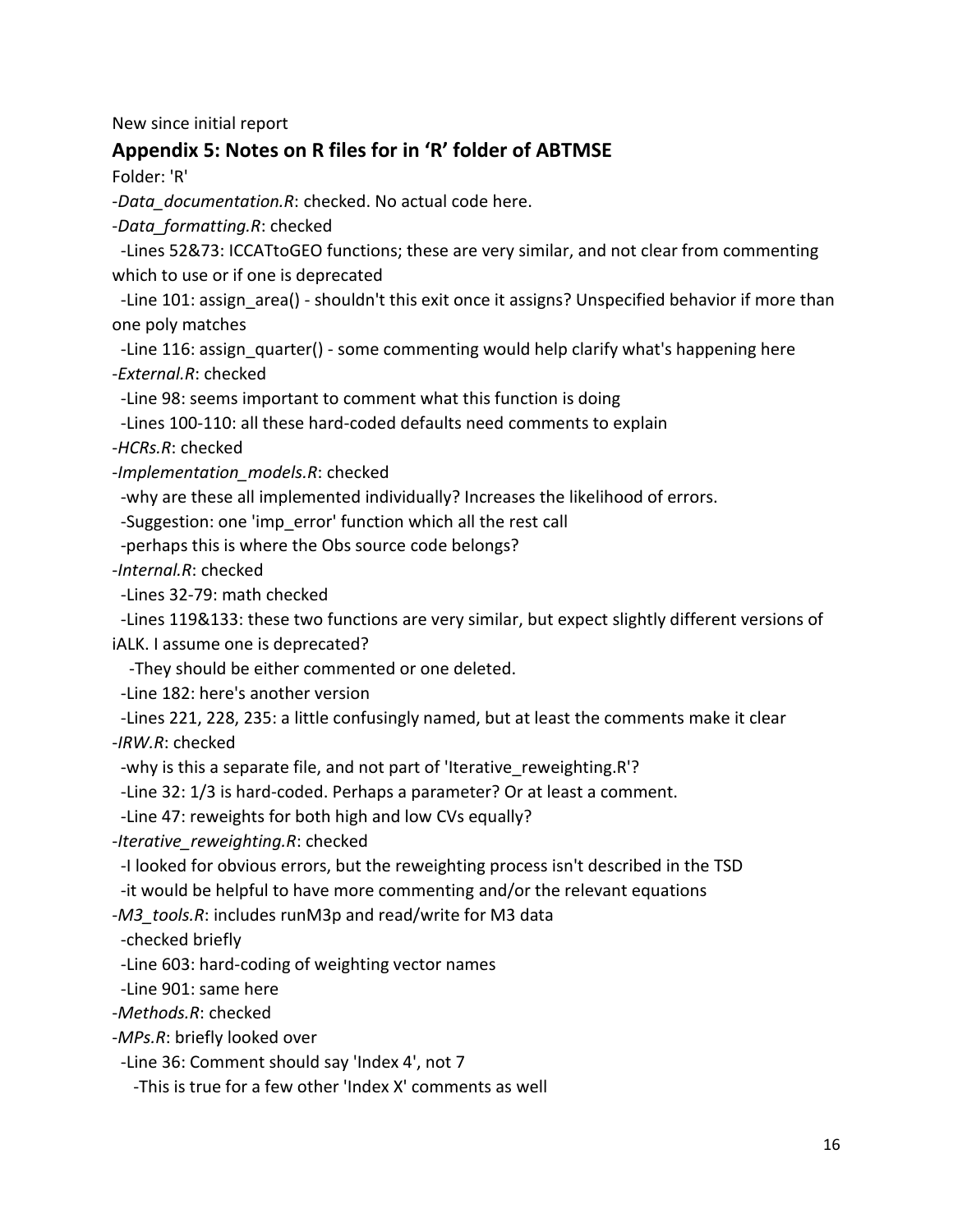New since initial report

## Appendix 5: Notes on R files for in 'R' folder of ABTMSE

Folder: 'R'

- *Data_documentation.R*: checked. No actual code here.
- *Data_formatting.R*: checked
  - Lines 52&73: ICCATtoGEO functions; these are very similar, and not clear from commenting which to use or if one is deprecated
  - Line 101: assign_area() - shouldn't this exit once it assigns? Unspecified behavior if more than one poly matches
  - Line 116: assign_quarter() - some commenting would help clarify what's happening here
- *External.R*: checked
  - Line 98: seems important to comment what this function is doing
  - Lines 100-110: all these hard-coded defaults need comments to explain
- *HCRs.R*: checked
- *Implementation_models.R*: checked
  - why are these all implemented individually? Increases the likelihood of errors.
  - Suggestion: one 'imp_error' function which all the rest call
  - perhaps this is where the Obs source code belongs?
- *Internal.R*: checked
  - Lines 32-79: math checked
  - Lines 119&133: these two functions are very similar, but expect slightly different versions of iALK. I assume one is deprecated?
    - They should be either commented or one deleted.
  - Line 182: here's another version
  - Lines 221, 228, 235: a little confusingly named, but at least the comments make it clear
- *IRW.R*: checked
  - why is this a separate file, and not part of 'Iterative_reweighting.R'?
  - Line 32: 1/3 is hard-coded. Perhaps a parameter? Or at least a comment.
  - Line 47: reweights for both high and low CVs equally?
- *Iterative_reweighting.R*: checked
  - I looked for obvious errors, but the reweighting process isn't described in the TSD
  - it would be helpful to have more commenting and/or the relevant equations
- *M3_tools.R*: includes runM3p and read/write for M3 data
  - checked briefly
  - Line 603: hard-coding of weighting vector names
  - Line 901: same here
- *Methods.R*: checked
- *MPs.R*: briefly looked over
  - Line 36: Comment should say 'Index 4', not 7
    - This is true for a few other 'Index X' comments as well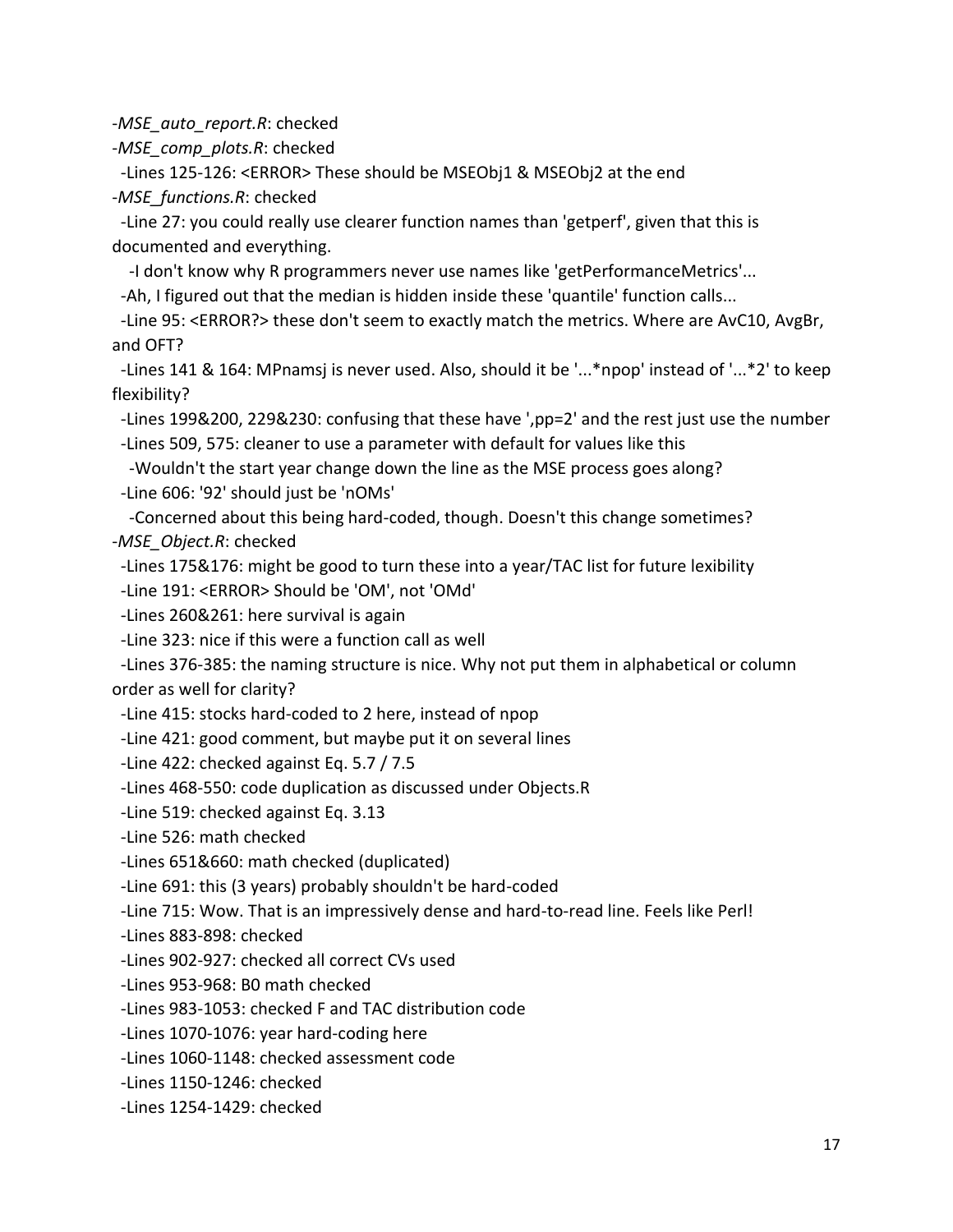-*MSE_auto_report.R*: checked

-*MSE_comp_plots.R*: checked

  -Lines 125-126: <ERROR> These should be MSEObj1 & MSEObj2 at the end

-*MSE_functions.R*: checked

  -Line 27: you could really use clearer function names than 'getperf', given that this is documented and everything.

    -I don't know why R programmers never use names like 'getPerformanceMetrics'...

  -Ah, I figured out that the median is hidden inside these 'quantile' function calls...

  -Line 95: <ERROR?> these don't seem to exactly match the metrics. Where are AvC10, AvgBr, and OFT?

  -Lines 141 & 164: MPnamsj is never used. Also, should it be '...*npop' instead of '...*2' to keep flexibility?

  -Lines 199&200, 229&230: confusing that these have ',pp=2' and the rest just use the number

  -Lines 509, 575: cleaner to use a parameter with default for values like this

    -Wouldn't the start year change down the line as the MSE process goes along?

  -Line 606: '92' should just be 'nOMs'

    -Concerned about this being hard-coded, though. Doesn't this change sometimes?

-*MSE_Object.R*: checked

  -Lines 175&176: might be good to turn these into a year/TAC list for future lexibility

  -Line 191: <ERROR> Should be 'OM', not 'OMd'

  -Lines 260&261: here survival is again

  -Line 323: nice if this were a function call as well

  -Lines 376-385: the naming structure is nice. Why not put them in alphabetical or column order as well for clarity?

  -Line 415: stocks hard-coded to 2 here, instead of npop

  -Line 421: good comment, but maybe put it on several lines

  -Line 422: checked against Eq. 5.7 / 7.5

  -Lines 468-550: code duplication as discussed under Objects.R

  -Line 519: checked against Eq. 3.13

  -Line 526: math checked

  -Lines 651&660: math checked (duplicated)

  -Line 691: this (3 years) probably shouldn't be hard-coded

  -Line 715: Wow. That is an impressively dense and hard-to-read line. Feels like Perl!

  -Lines 883-898: checked

  -Lines 902-927: checked all correct CVs used

  -Lines 953-968: B0 math checked

  -Lines 983-1053: checked F and TAC distribution code

  -Lines 1070-1076: year hard-coding here

  -Lines 1060-1148: checked assessment code

  -Lines 1150-1246: checked

  -Lines 1254-1429: checked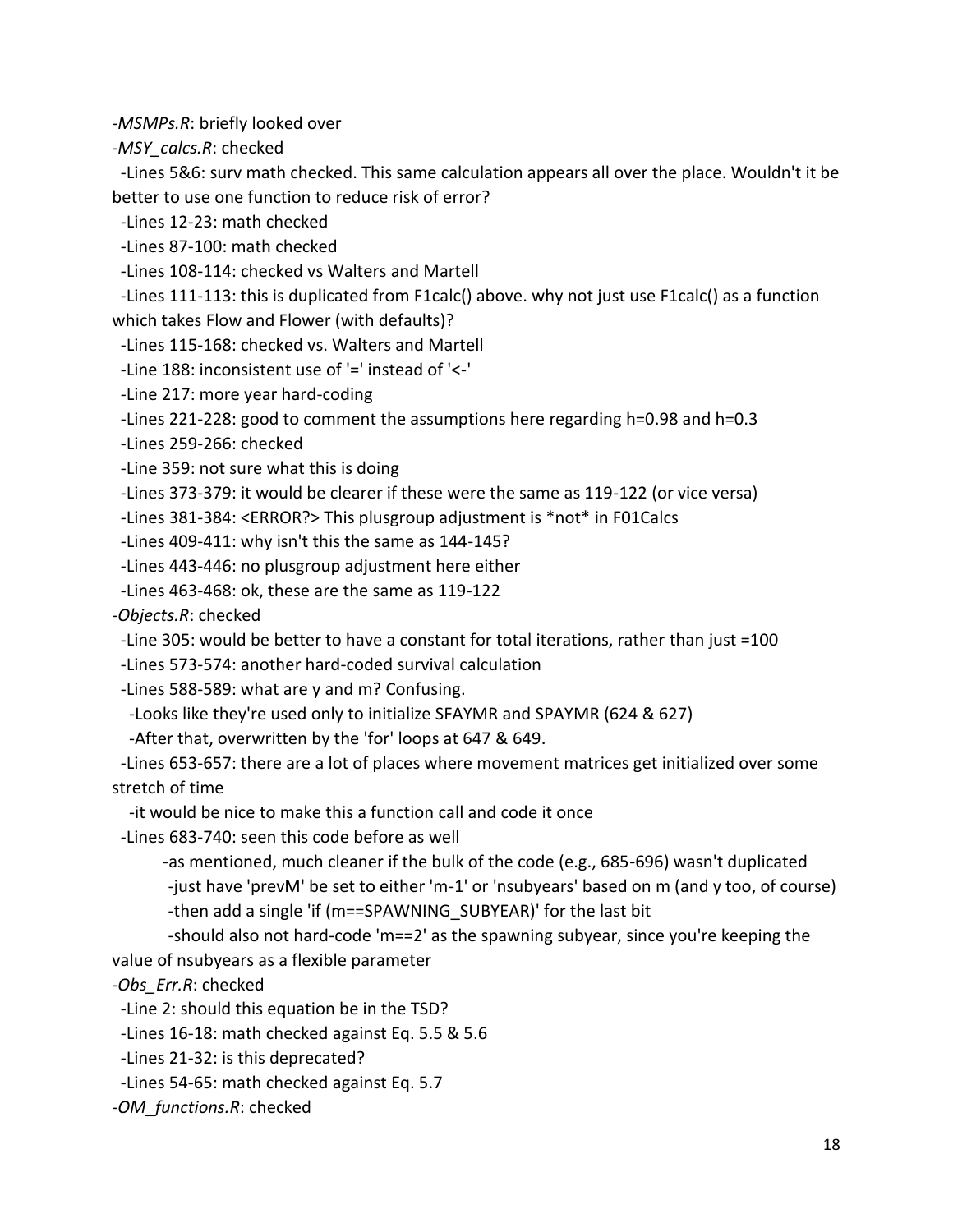-*MSMPs.R*: briefly looked over

-*MSY_calcs.R*: checked

 -Lines 5&6: surv math checked. This same calculation appears all over the place. Wouldn't it be better to use one function to reduce risk of error?

 -Lines 12-23: math checked

 -Lines 87-100: math checked

 -Lines 108-114: checked vs Walters and Martell

 -Lines 111-113: this is duplicated from F1calc() above. why not just use F1calc() as a function which takes Flow and Flower (with defaults)?

 -Lines 115-168: checked vs. Walters and Martell

 -Line 188: inconsistent use of '=' instead of '<-'

 -Line 217: more year hard-coding

 -Lines 221-228: good to comment the assumptions here regarding h=0.98 and h=0.3

 -Lines 259-266: checked

 -Line 359: not sure what this is doing

 -Lines 373-379: it would be clearer if these were the same as 119-122 (or vice versa)

 -Lines 381-384: <ERROR?> This plusgroup adjustment is *not* in F01Calcs

 -Lines 409-411: why isn't this the same as 144-145?

 -Lines 443-446: no plusgroup adjustment here either

 -Lines 463-468: ok, these are the same as 119-122

-*Objects.R*: checked

 -Line 305: would be better to have a constant for total iterations, rather than just =100

 -Lines 573-574: another hard-coded survival calculation

 -Lines 588-589: what are y and m? Confusing.

  -Looks like they're used only to initialize SFAYMR and SPAYMR (624 & 627)

  -After that, overwritten by the 'for' loops at 647 & 649.

 -Lines 653-657: there are a lot of places where movement matrices get initialized over some stretch of time

  -it would be nice to make this a function call and code it once

 -Lines 683-740: seen this code before as well

  -as mentioned, much cleaner if the bulk of the code (e.g., 685-696) wasn't duplicated

   -just have 'prevM' be set to either 'm-1' or 'nsubyears' based on m (and y too, of course)

   -then add a single 'if (m==SPAWNING_SUBYEAR)' for the last bit

   -should also not hard-code 'm==2' as the spawning subyear, since you're keeping the value of nsubyears as a flexible parameter

-*Obs_Err.R*: checked

 -Line 2: should this equation be in the TSD?

 -Lines 16-18: math checked against Eq. 5.5 & 5.6

 -Lines 21-32: is this deprecated?

 -Lines 54-65: math checked against Eq. 5.7

-*OM_functions.R*: checked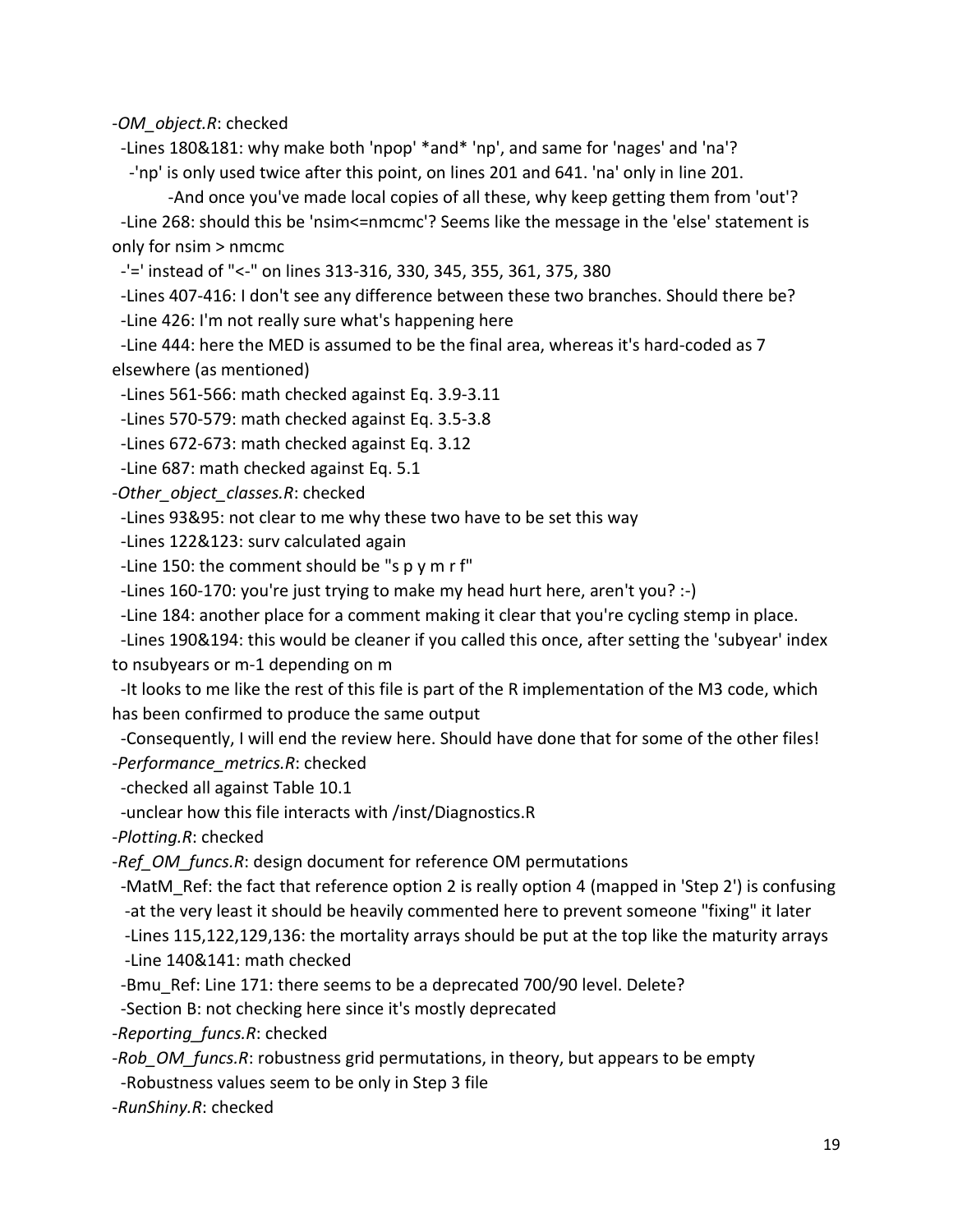-*OM_object.R*: checked

  -Lines 180&181: why make both 'npop' *and* 'np', and same for 'nages' and 'na'?

    -'np' is only used twice after this point, on lines 201 and 641. 'na' only in line 201.

        -And once you've made local copies of all these, why keep getting them from 'out'?

  -Line 268: should this be 'nsim<=nmcmc'? Seems like the message in the 'else' statement is only for nsim > nmcmc

  -'=' instead of "<-" on lines 313-316, 330, 345, 355, 361, 375, 380

  -Lines 407-416: I don't see any difference between these two branches. Should there be?

  -Line 426: I'm not really sure what's happening here

  -Line 444: here the MED is assumed to be the final area, whereas it's hard-coded as 7 elsewhere (as mentioned)

  -Lines 561-566: math checked against Eq. 3.9-3.11

  -Lines 570-579: math checked against Eq. 3.5-3.8

  -Lines 672-673: math checked against Eq. 3.12

  -Line 687: math checked against Eq. 5.1

-*Other_object_classes.R*: checked

  -Lines 93&95: not clear to me why these two have to be set this way

  -Lines 122&123: surv calculated again

  -Line 150: the comment should be "s p y m r f"

  -Lines 160-170: you're just trying to make my head hurt here, aren't you? :-)

  -Line 184: another place for a comment making it clear that you're cycling stemp in place.

  -Lines 190&194: this would be cleaner if you called this once, after setting the 'subyear' index to nsubyears or m-1 depending on m

  -It looks to me like the rest of this file is part of the R implementation of the M3 code, which has been confirmed to produce the same output

  -Consequently, I will end the review here. Should have done that for some of the other files!

-*Performance_metrics.R*: checked

  -checked all against Table 10.1

  -unclear how this file interacts with /inst/Diagnostics.R

-*Plotting.R*: checked

-*Ref_OM_funcs.R*: design document for reference OM permutations

  -MatM_Ref: the fact that reference option 2 is really option 4 (mapped in 'Step 2') is confusing

   -at the very least it should be heavily commented here to prevent someone "fixing" it later

   -Lines 115,122,129,136: the mortality arrays should be put at the top like the maturity arrays

   -Line 140&141: math checked

  -Bmu_Ref: Line 171: there seems to be a deprecated 700/90 level. Delete?

  -Section B: not checking here since it's mostly deprecated

-*Reporting_funcs.R*: checked

-*Rob_OM_funcs.R*: robustness grid permutations, in theory, but appears to be empty

  -Robustness values seem to be only in Step 3 file

-*RunShiny.R*: checked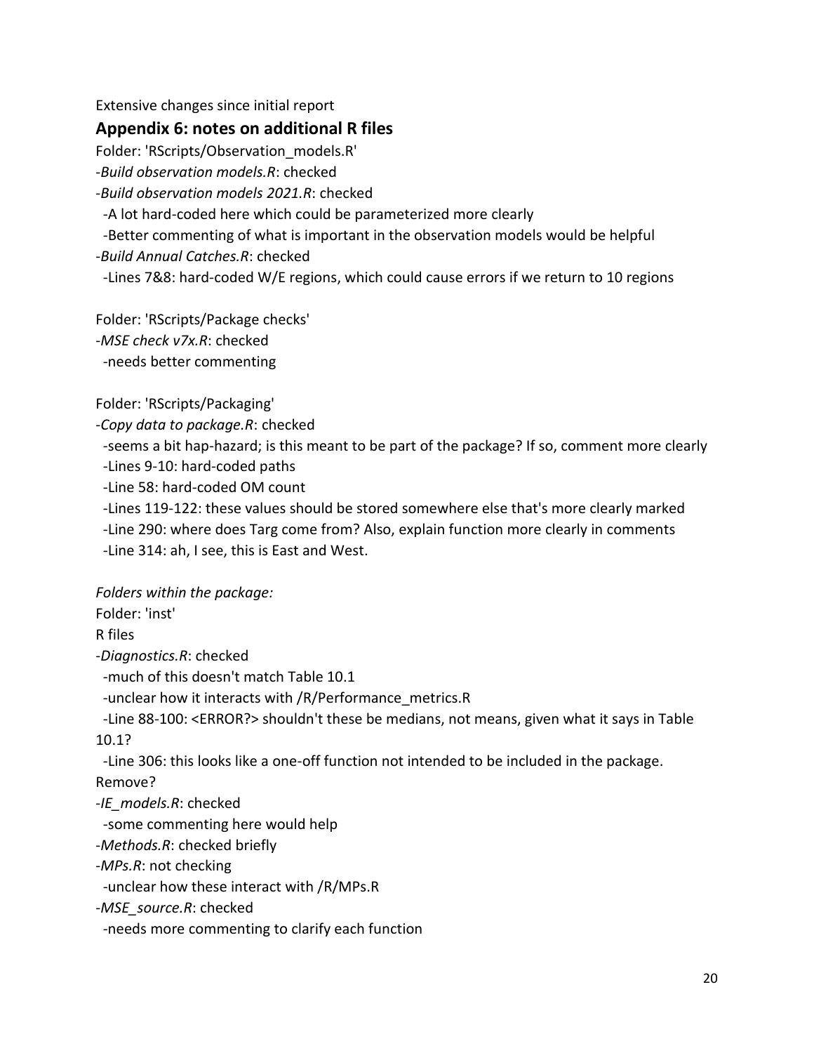Extensive changes since initial report

## Appendix 6: notes on additional R files

Folder: 'RScripts/Observation_models.R'

-*Build observation models.R*: checked

-*Build observation models 2021.R*: checked

  -A lot hard-coded here which could be parameterized more clearly

  -Better commenting of what is important in the observation models would be helpful

-*Build Annual Catches.R*: checked

  -Lines 7&8: hard-coded W/E regions, which could cause errors if we return to 10 regions

Folder: 'RScripts/Package checks'

-*MSE check v7x.R*: checked

  -needs better commenting

Folder: 'RScripts/Packaging'

-*Copy data to package.R*: checked

  -seems a bit hap-hazard; is this meant to be part of the package? If so, comment more clearly

  -Lines 9-10: hard-coded paths

  -Line 58: hard-coded OM count

  -Lines 119-122: these values should be stored somewhere else that's more clearly marked

  -Line 290: where does Targ come from? Also, explain function more clearly in comments

  -Line 314: ah, I see, this is East and West.

*Folders within the package:*

Folder: 'inst'

R files

-*Diagnostics.R*: checked

  -much of this doesn't match Table 10.1

  -unclear how it interacts with /R/Performance_metrics.R

  -Line 88-100: <ERROR?> shouldn't these be medians, not means, given what it says in Table 10.1?

  -Line 306: this looks like a one-off function not intended to be included in the package. Remove?

-*IE_models.R*: checked

  -some commenting here would help

-*Methods.R*: checked briefly

-*MPs.R*: not checking

  -unclear how these interact with /R/MPs.R

-*MSE_source.R*: checked

  -needs more commenting to clarify each function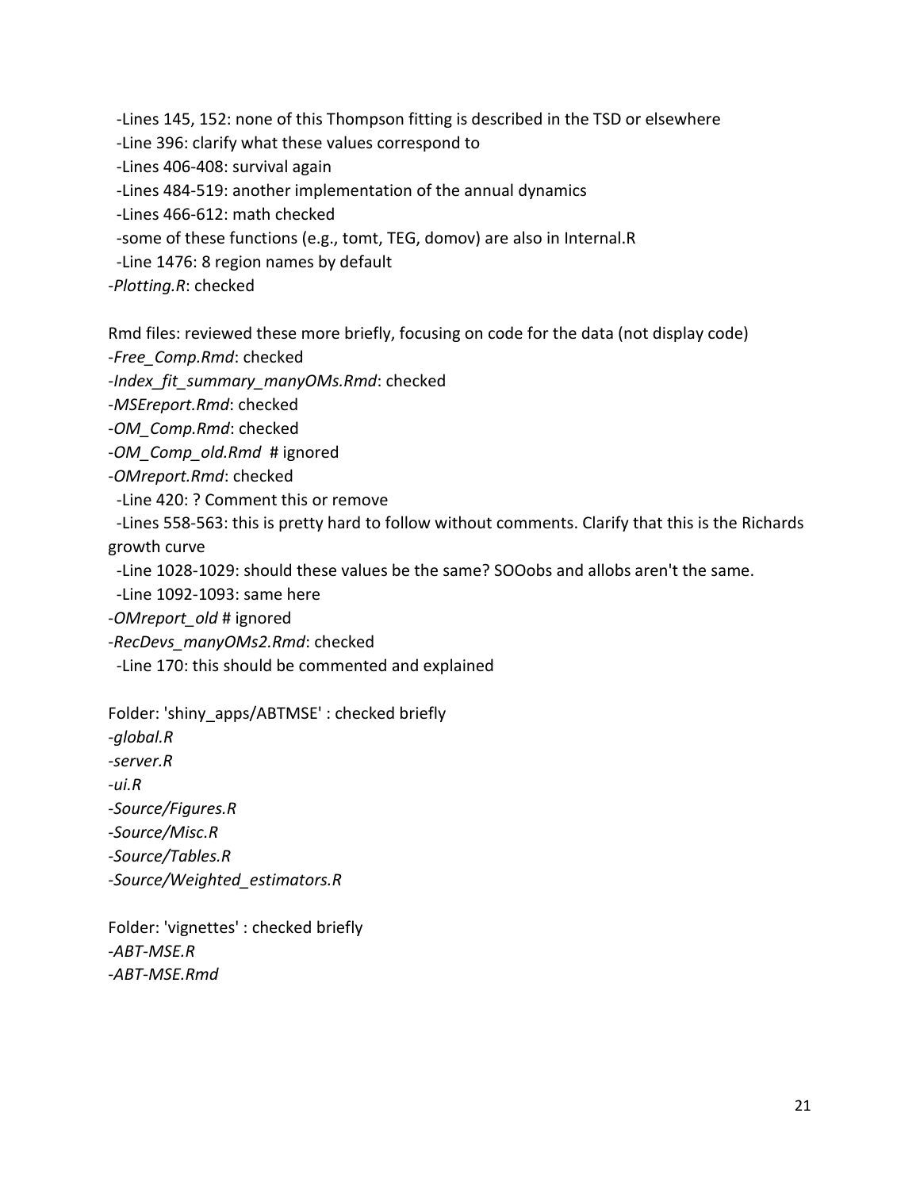-Lines 145, 152: none of this Thompson fitting is described in the TSD or elsewhere

-Line 396: clarify what these values correspond to

-Lines 406-408: survival again

-Lines 484-519: another implementation of the annual dynamics

-Lines 466-612: math checked

-some of these functions (e.g., tomt, TEG, domov) are also in Internal.R

-Line 1476: 8 region names by default

-*Plotting.R*: checked

Rmd files: reviewed these more briefly, focusing on code for the data (not display code)

-*Free_Comp.Rmd*: checked

-*Index_fit_summary_manyOMs.Rmd*: checked

-*MSEreport.Rmd*: checked

-*OM_Comp.Rmd*: checked

-*OM_Comp_old.Rmd* # ignored

-*OMreport.Rmd*: checked

-Line 420: ? Comment this or remove

-Lines 558-563: this is pretty hard to follow without comments. Clarify that this is the Richards growth curve

-Line 1028-1029: should these values be the same? SOOobs and allobs aren't the same.

-Line 1092-1093: same here

-*OMreport_old* # ignored

-*RecDevs_manyOMs2.Rmd*: checked

-Line 170: this should be commented and explained

Folder: 'shiny_apps/ABTMSE' : checked briefly

-*global.R*

-*server.R*

-*ui.R*

-*Source/Figures.R*

-*Source/Misc.R*

-*Source/Tables.R*

-*Source/Weighted_estimators.R*

Folder: 'vignettes' : checked briefly

-*ABT-MSE.R*

-*ABT-MSE.Rmd*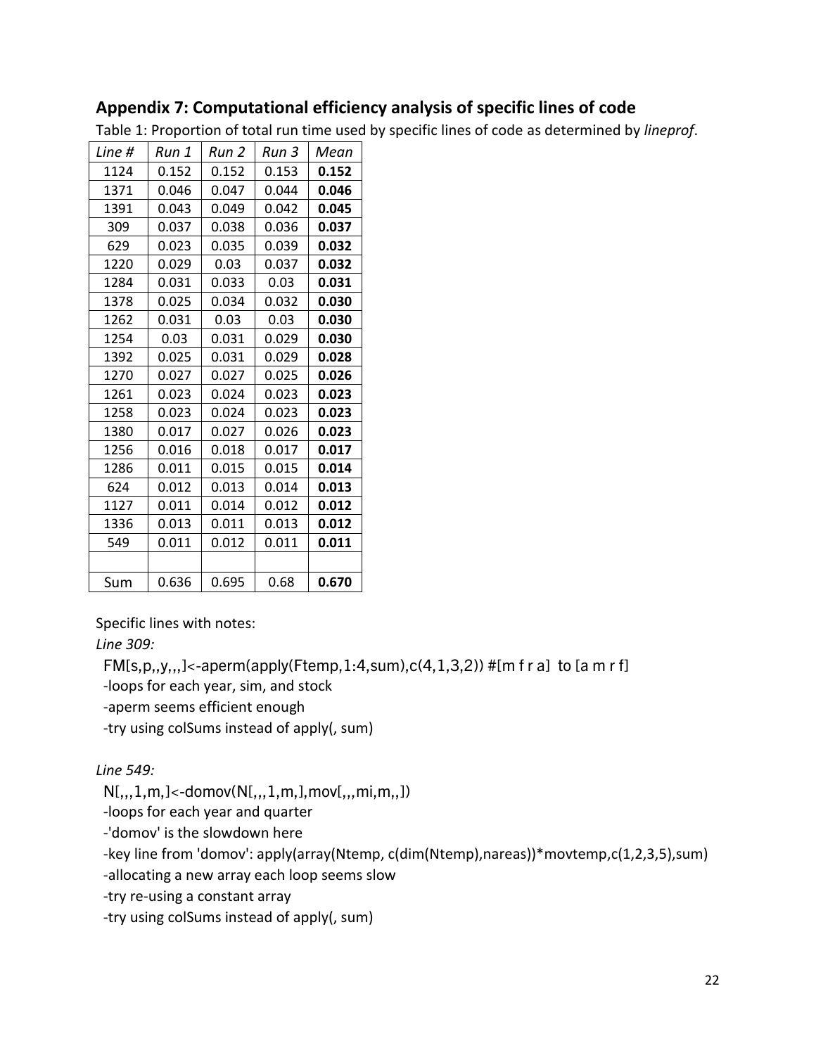## Appendix 7: Computational efficiency analysis of specific lines of code

Table 1: Proportion of total run time used by specific lines of code as determined by *lineprof*.

| *Line #* | *Run 1* | *Run 2* | *Run 3* | *Mean* |
|---|---|---|---|---|
| 1124 | 0.152 | 0.152 | 0.153 | **0.152** |
| 1371 | 0.046 | 0.047 | 0.044 | **0.046** |
| 1391 | 0.043 | 0.049 | 0.042 | **0.045** |
| 309 | 0.037 | 0.038 | 0.036 | **0.037** |
| 629 | 0.023 | 0.035 | 0.039 | **0.032** |
| 1220 | 0.029 | 0.03 | 0.037 | **0.032** |
| 1284 | 0.031 | 0.033 | 0.03 | **0.031** |
| 1378 | 0.025 | 0.034 | 0.032 | **0.030** |
| 1262 | 0.031 | 0.03 | 0.03 | **0.030** |
| 1254 | 0.03 | 0.031 | 0.029 | **0.030** |
| 1392 | 0.025 | 0.031 | 0.029 | **0.028** |
| 1270 | 0.027 | 0.027 | 0.025 | **0.026** |
| 1261 | 0.023 | 0.024 | 0.023 | **0.023** |
| 1258 | 0.023 | 0.024 | 0.023 | **0.023** |
| 1380 | 0.017 | 0.027 | 0.026 | **0.023** |
| 1256 | 0.016 | 0.018 | 0.017 | **0.017** |
| 1286 | 0.011 | 0.015 | 0.015 | **0.014** |
| 624 | 0.012 | 0.013 | 0.014 | **0.013** |
| 1127 | 0.011 | 0.014 | 0.012 | **0.012** |
| 1336 | 0.013 | 0.011 | 0.013 | **0.012** |
| 549 | 0.011 | 0.012 | 0.011 | **0.011** |
| | | | | |
| Sum | 0.636 | 0.695 | 0.68 | **0.670** |

Specific lines with notes:

*Line 309:*

```
FM[s,p,,y,,,]<-aperm(apply(Ftemp,1:4,sum),c(4,1,3,2)) #[m f r a]  to [a m r f]
```

- -loops for each year, sim, and stock
- -aperm seems efficient enough
- -try using colSums instead of apply(, sum)

*Line 549:*

```
N[,,,1,m,]<-domov(N[,,,1,m,],mov[,,,mi,m,,])
```

- -loops for each year and quarter
- -'domov' is the slowdown here
- -key line from 'domov': apply(array(Ntemp, c(dim(Ntemp),nareas))*movtemp,c(1,2,3,5),sum)
- -allocating a new array each loop seems slow
- -try re-using a constant array
- -try using colSums instead of apply(, sum)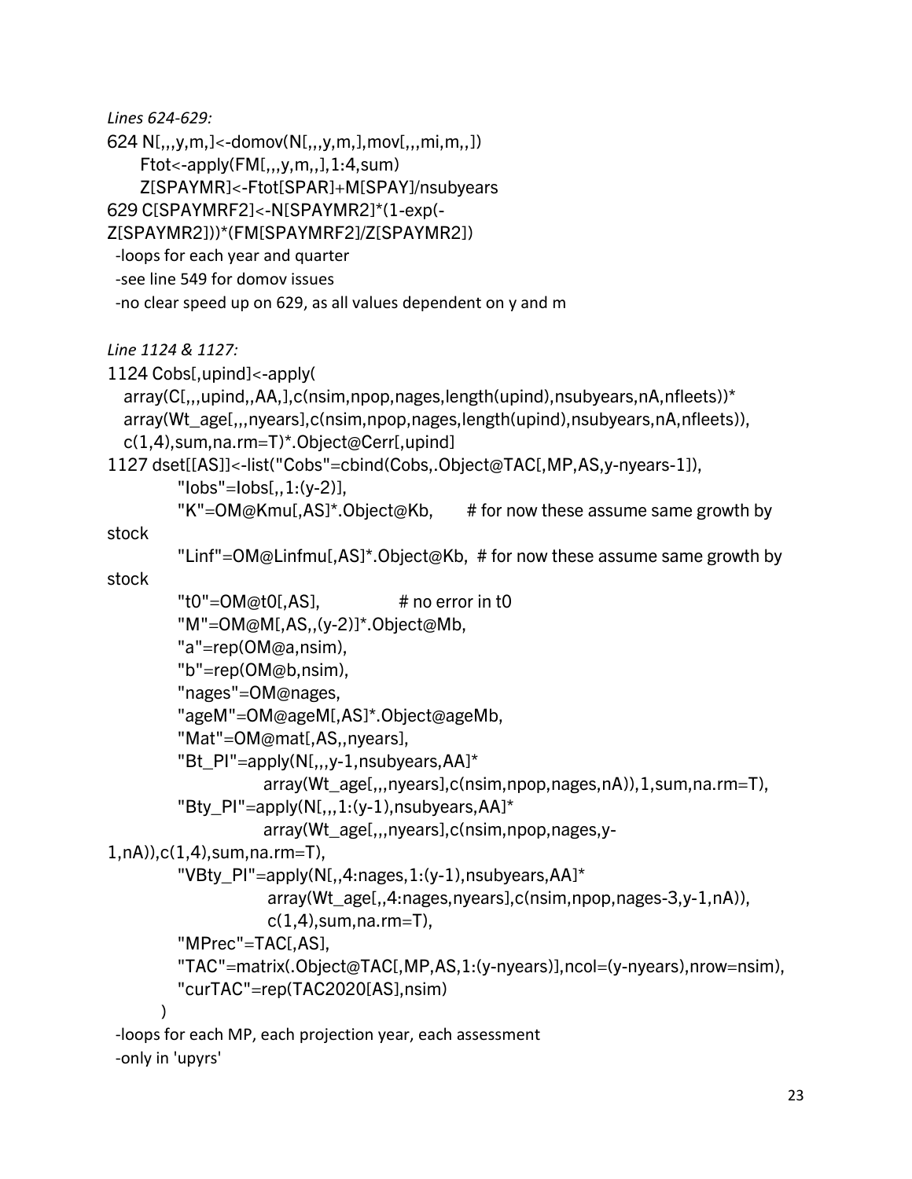*Lines 624-629:*

```
624 N[,,,y,m,]<-domov(N[,,,y,m,],mov[,,,mi,m,,])
      Ftot<-apply(FM[,,,y,m,,],1:4,sum)
      Z[SPAYMR]<-Ftot[SPAR]+M[SPAY]/nsubyears
629 C[SPAYMRF2]<-N[SPAYMR2]*(1-exp(-
Z[SPAYMR2]))*(FM[SPAYMRF2]/Z[SPAYMR2])
```

- loops for each year and quarter
- see line 549 for domov issues
- no clear speed up on 629, as all values dependent on y and m

*Line 1124 & 1127:*

```
1124 Cobs[,upind]<-apply(
   array(C[,,,upind,,AA,],c(nsim,npop,nages,length(upind),nsubyears,nA,nfleets))*
   array(Wt_age[,,,nyears],c(nsim,npop,nages,length(upind),nsubyears,nA,nfleets)),
   c(1,4),sum,na.rm=T)*.Object@Cerr[,upind]
1127 dset[[AS]]<-list("Cobs"=cbind(Cobs,.Object@TAC[,MP,AS,y-nyears-1]),
          "Iobs"=Iobs[,,1:(y-2)],
          "K"=OM@Kmu[,AS]*.Object@Kb,       # for now these assume same growth by
stock
          "Linf"=OM@Linfmu[,AS]*.Object@Kb,  # for now these assume same growth by
stock
          "t0"=OM@t0[,AS],               # no error in t0
          "M"=OM@M[,AS,,(y-2)]*.Object@Mb,
          "a"=rep(OM@a,nsim),
          "b"=rep(OM@b,nsim),
          "nages"=OM@nages,
          "ageM"=OM@ageM[,AS]*.Object@ageMb,
          "Mat"=OM@mat[,AS,,nyears],
          "Bt_PI"=apply(N[,,,y-1,nsubyears,AA]*
                        array(Wt_age[,,,nyears],c(nsim,npop,nages,nA)),1,sum,na.rm=T),
          "Bty_PI"=apply(N[,,,1:(y-1),nsubyears,AA]*
                        array(Wt_age[,,,nyears],c(nsim,npop,nages,y-
1,nA)),c(1,4),sum,na.rm=T),
          "VBty_PI"=apply(N[,,4:nages,1:(y-1),nsubyears,AA]*
                         array(Wt_age[,,4:nages,nyears],c(nsim,npop,nages-3,y-1,nA)),
                         c(1,4),sum,na.rm=T),
          "MPrec"=TAC[,AS],
          "TAC"=matrix(.Object@TAC[,MP,AS,1:(y-nyears)],ncol=(y-nyears),nrow=nsim),
          "curTAC"=rep(TAC2020[AS],nsim)
        )
```

- loops for each MP, each projection year, each assessment
- only in 'upyrs'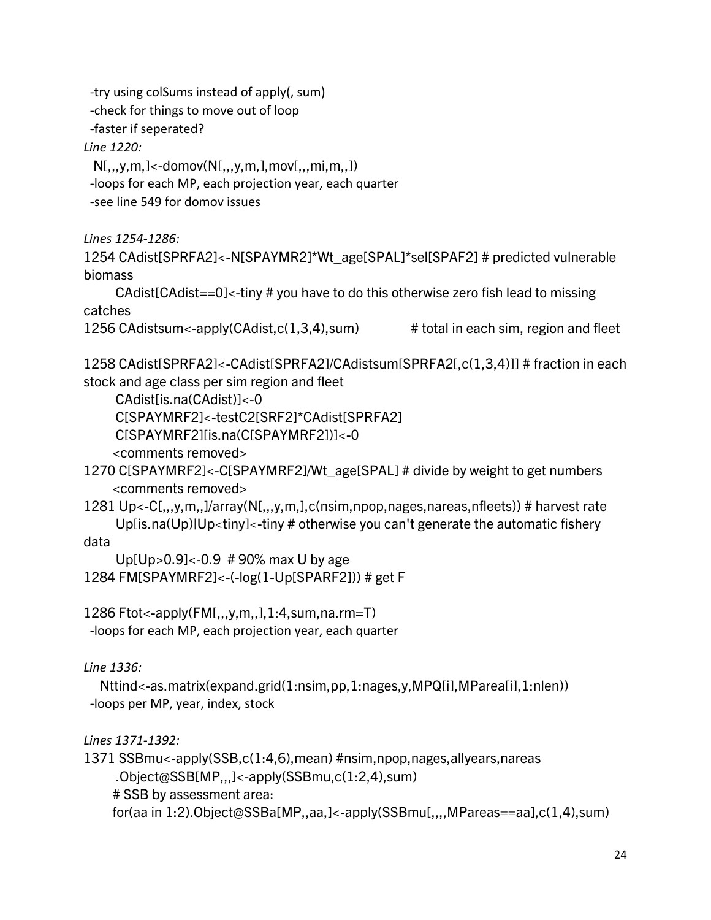-try using colSums instead of apply(, sum)
-check for things to move out of loop
-faster if seperated?

*Line 1220:*

```
N[,,,y,m,]<-domov(N[,,,y,m,],mov[,,,mi,m,,])
```

-loops for each MP, each projection year, each quarter
-see line 549 for domov issues

*Lines 1254-1286:*

```
1254 CAdist[SPRFA2]<-N[SPAYMR2]*Wt_age[SPAL]*sel[SPAF2] # predicted vulnerable biomass
     CAdist[CAdist==0]<-tiny # you have to do this otherwise zero fish lead to missing catches
1256 CAdistsum<-apply(CAdist,c(1,3,4),sum)          # total in each sim, region and fleet

1258 CAdist[SPRFA2]<-CAdist[SPRFA2]/CAdistsum[SPRFA2[,c(1,3,4)]] # fraction in each stock and age class per sim region and fleet
     CAdist[is.na(CAdist)]<-0
     C[SPAYMRF2]<-testC2[SRF2]*CAdist[SPRFA2]
     C[SPAYMRF2][is.na(C[SPAYMRF2])]<-0
     <comments removed>
1270 C[SPAYMRF2]<-C[SPAYMRF2]/Wt_age[SPAL] # divide by weight to get numbers
     <comments removed>
1281 Up<-C[,,,y,m,,]/array(N[,,,y,m,],c(nsim,npop,nages,nareas,nfleets)) # harvest rate
     Up[is.na(Up)|Up<tiny]<-tiny # otherwise you can't generate the automatic fishery data
     Up[Up>0.9]<-0.9  # 90% max U by age
1284 FM[SPAYMRF2]<-(-log(1-Up[SPARF2])) # get F

1286 Ftot<-apply(FM[,,,y,m,,],1:4,sum,na.rm=T)
```

-loops for each MP, each projection year, each quarter

*Line 1336:*

```
Nttind<-as.matrix(expand.grid(1:nsim,pp,1:nages,y,MPQ[i],MParea[i],1:nlen))
```

-loops per MP, year, index, stock

*Lines 1371-1392:*

```
1371 SSBmu<-apply(SSB,c(1:4,6),mean) #nsim,npop,nages,allyears,nareas
     .Object@SSB[MP,,,]<-apply(SSBmu,c(1:2,4),sum)
     # SSB by assessment area:
     for(aa in 1:2).Object@SSBa[MP,,aa,]<-apply(SSBmu[,,,,MPareas==aa],c(1,4),sum)
```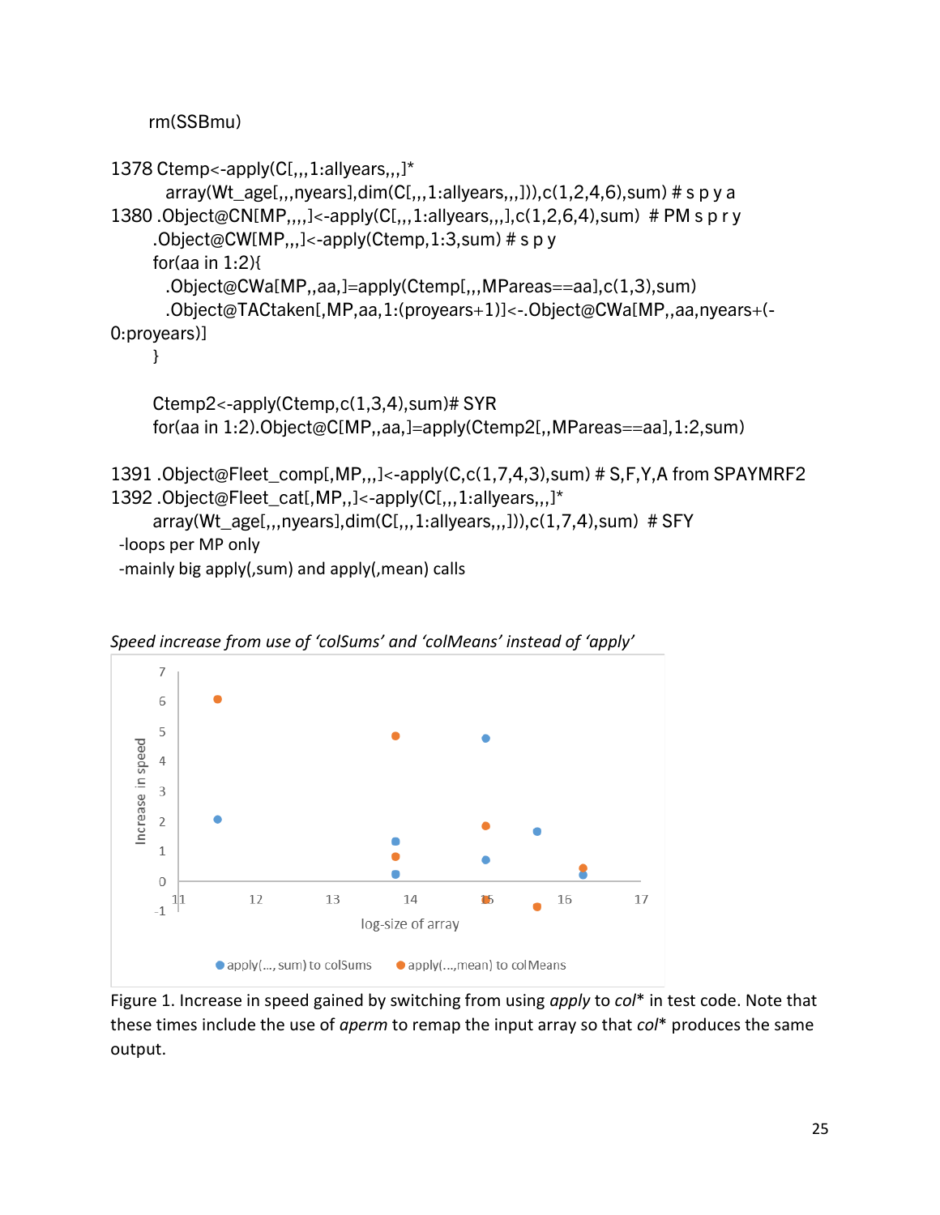```
  rm(SSBmu)

1378 Ctemp<-apply(C[,,,1:allyears,,,]*
       array(Wt_age[,,,nyears],dim(C[,,,1:allyears,,,])),c(1,2,4,6),sum) # s p y a
1380 .Object@CN[MP,,,,]<-apply(C[,,,1:allyears,,,],c(1,2,6,4),sum)  # PM s p r y
     .Object@CW[MP,,,]<-apply(Ctemp,1:3,sum) # s p y
     for(aa in 1:2){
       .Object@CWa[MP,,aa,]=apply(Ctemp[,,,MPareas==aa],c(1,3),sum)
       .Object@TACtaken[,MP,aa,1:(proyears+1)]<-.Object@CWa[MP,,aa,nyears+(-0:proyears)]
     }

     Ctemp2<-apply(Ctemp,c(1,3,4),sum)# SYR
     for(aa in 1:2).Object@C[MP,,aa,]=apply(Ctemp2[,,MPareas==aa],1:2,sum)

1391 .Object@Fleet_comp[,MP,,,]<-apply(C,c(1,7,4,3),sum) # S,F,Y,A from SPAYMRF2
1392 .Object@Fleet_cat[,MP,,]<-apply(C[,,,1:allyears,,,]*
     array(Wt_age[,,,nyears],dim(C[,,,1:allyears,,,])),c(1,7,4),sum)  # SFY
```

- loops per MP only
- mainly big apply(,sum) and apply(,mean) calls

*Speed increase from use of 'colSums' and 'colMeans' instead of 'apply'*

Figure 1. Increase in speed gained by switching from using *apply* to *col\** in test code. Note that these times include the use of *aperm* to remap the input array so that *col\** produces the same output.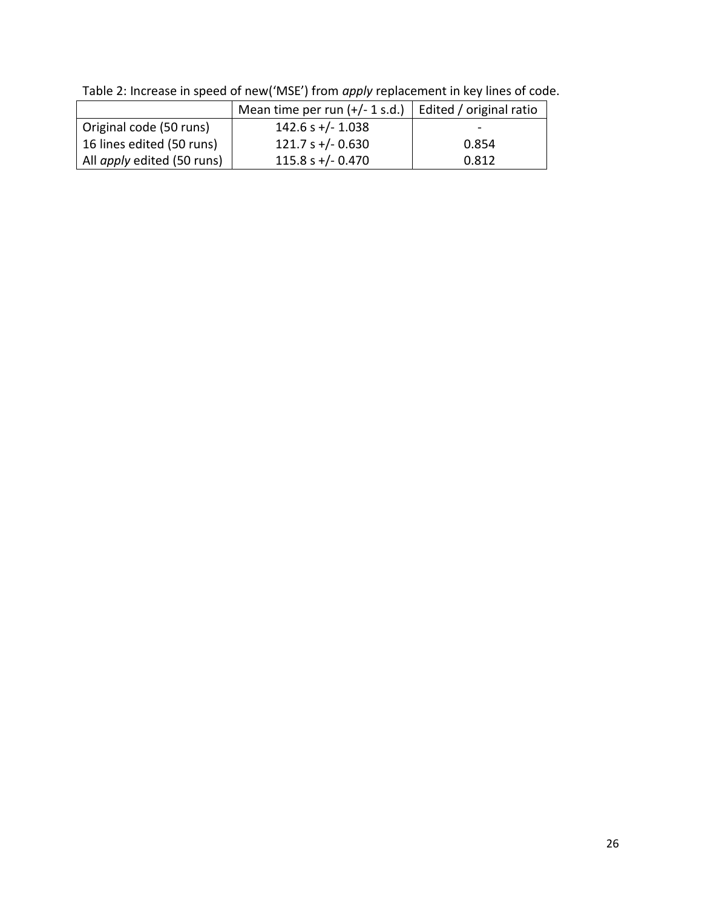Table 2: Increase in speed of new('MSE') from *apply* replacement in key lines of code.

| | Mean time per run (+/- 1 s.d.) | Edited / original ratio |
|---|---|---|
| Original code (50 runs) | 142.6 s +/- 1.038 | - |
| 16 lines edited (50 runs) | 121.7 s +/- 0.630 | 0.854 |
| All *apply* edited (50 runs) | 115.8 s +/- 0.470 | 0.812 |